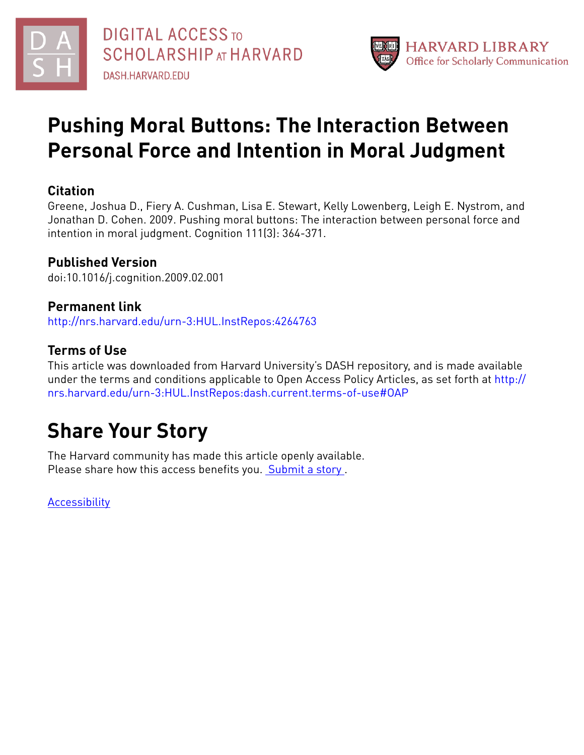DIGITAL ACCESS TO SCHOLARSHIP AT HARVARD
DASH.HARVARD.EDU

HARVARD LIBRARY
Office for Scholarly Communication

# Pushing Moral Buttons: The Interaction Between Personal Force and Intention in Moral Judgment

## Citation

Greene, Joshua D., Fiery A. Cushman, Lisa E. Stewart, Kelly Lowenberg, Leigh E. Nystrom, and Jonathan D. Cohen. 2009. Pushing moral buttons: The interaction between personal force and intention in moral judgment. Cognition 111(3): 364-371.

## Published Version

doi:10.1016/j.cognition.2009.02.001

## Permanent link

http://nrs.harvard.edu/urn-3:HUL.InstRepos:4264763

## Terms of Use

This article was downloaded from Harvard University's DASH repository, and is made available under the terms and conditions applicable to Open Access Policy Articles, as set forth at http://nrs.harvard.edu/urn-3:HUL.InstRepos:dash.current.terms-of-use#OAP

# Share Your Story

The Harvard community has made this article openly available.
Please share how this access benefits you. Submit a story .

Accessibility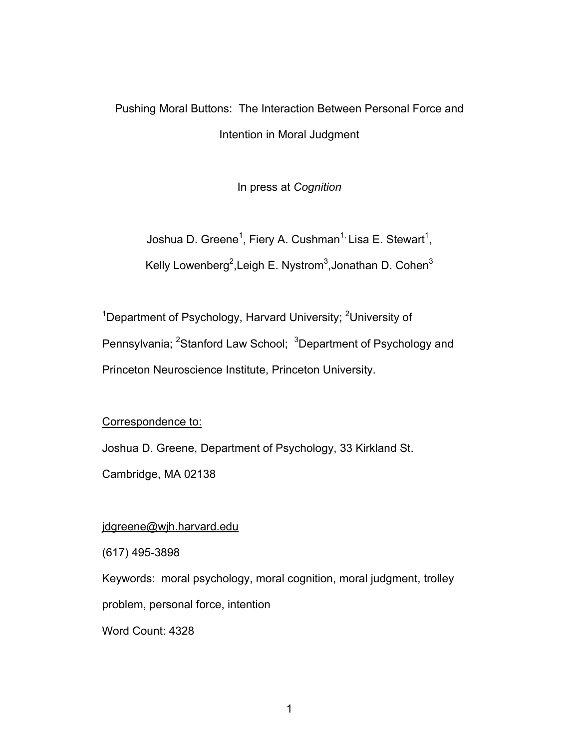# Pushing Moral Buttons: The Interaction Between Personal Force and Intention in Moral Judgment

In press at *Cognition*

Joshua D. Greene[1], Fiery A. Cushman[1], Lisa E. Stewart[1],

Kelly Lowenberg[2], Leigh E. Nystrom[3], Jonathan D. Cohen[3]

[1]Department of Psychology, Harvard University; [2]University of Pennsylvania; [2]Stanford Law School; [3]Department of Psychology and Princeton Neuroscience Institute, Princeton University.

Correspondence to:

Joshua D. Greene, Department of Psychology, 33 Kirkland St.

Cambridge, MA 02138

jdgreene@wjh.harvard.edu

(617) 495-3898

Keywords: moral psychology, moral cognition, moral judgment, trolley problem, personal force, intention

Word Count: 4328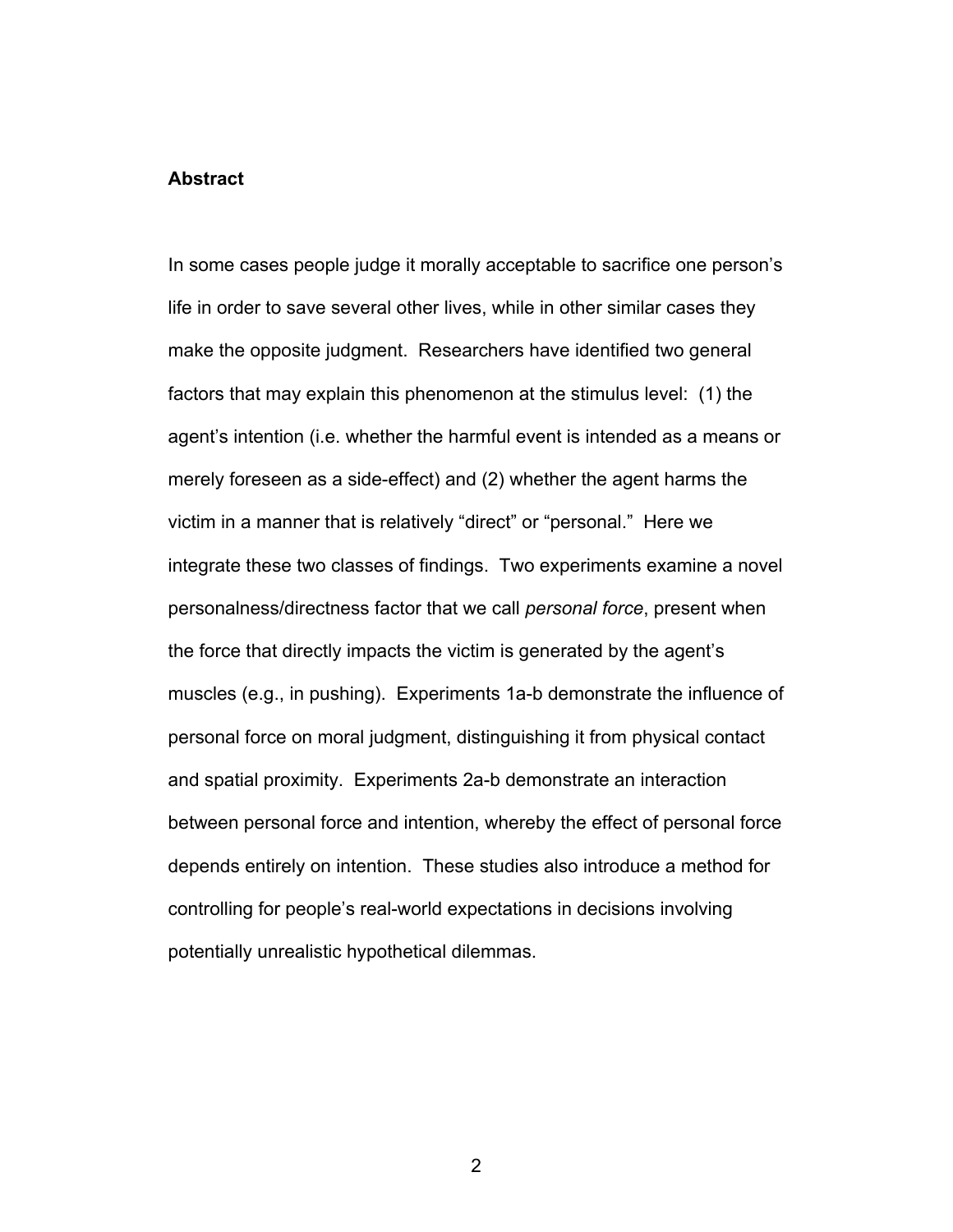## Abstract

In some cases people judge it morally acceptable to sacrifice one person's life in order to save several other lives, while in other similar cases they make the opposite judgment. Researchers have identified two general factors that may explain this phenomenon at the stimulus level: (1) the agent's intention (i.e. whether the harmful event is intended as a means or merely foreseen as a side-effect) and (2) whether the agent harms the victim in a manner that is relatively "direct" or "personal." Here we integrate these two classes of findings. Two experiments examine a novel personalness/directness factor that we call *personal force*, present when the force that directly impacts the victim is generated by the agent's muscles (e.g., in pushing). Experiments 1a-b demonstrate the influence of personal force on moral judgment, distinguishing it from physical contact and spatial proximity. Experiments 2a-b demonstrate an interaction between personal force and intention, whereby the effect of personal force depends entirely on intention. These studies also introduce a method for controlling for people's real-world expectations in decisions involving potentially unrealistic hypothetical dilemmas.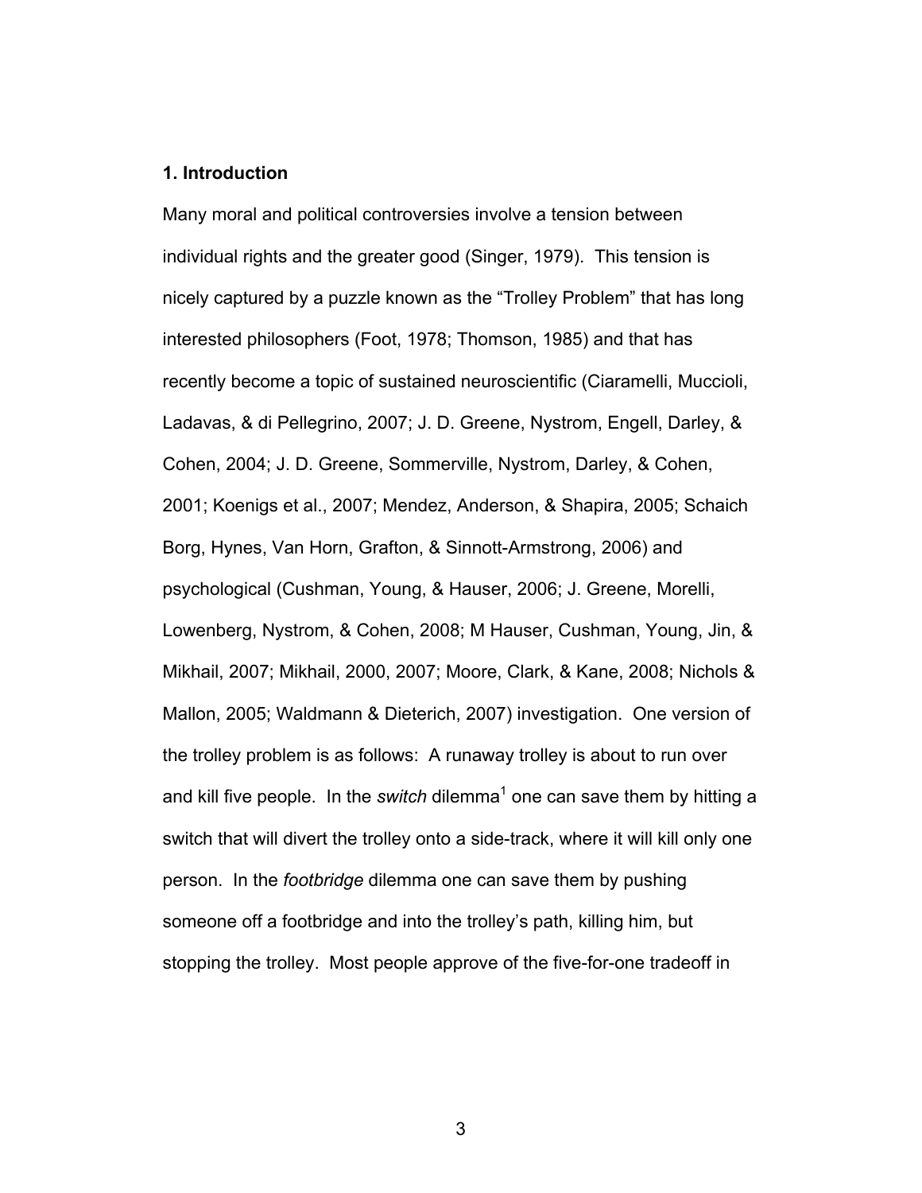## 1. Introduction

Many moral and political controversies involve a tension between individual rights and the greater good (Singer, 1979). This tension is nicely captured by a puzzle known as the "Trolley Problem" that has long interested philosophers (Foot, 1978; Thomson, 1985) and that has recently become a topic of sustained neuroscientific (Ciaramelli, Muccioli, Ladavas, & di Pellegrino, 2007; J. D. Greene, Nystrom, Engell, Darley, & Cohen, 2004; J. D. Greene, Sommerville, Nystrom, Darley, & Cohen, 2001; Koenigs et al., 2007; Mendez, Anderson, & Shapira, 2005; Schaich Borg, Hynes, Van Horn, Grafton, & Sinnott-Armstrong, 2006) and psychological (Cushman, Young, & Hauser, 2006; J. Greene, Morelli, Lowenberg, Nystrom, & Cohen, 2008; M Hauser, Cushman, Young, Jin, & Mikhail, 2007; Mikhail, 2000, 2007; Moore, Clark, & Kane, 2008; Nichols & Mallon, 2005; Waldmann & Dieterich, 2007) investigation. One version of the trolley problem is as follows: A runaway trolley is about to run over and kill five people. In the *switch* dilemma[1] one can save them by hitting a switch that will divert the trolley onto a side-track, where it will kill only one person. In the *footbridge* dilemma one can save them by pushing someone off a footbridge and into the trolley's path, killing him, but stopping the trolley. Most people approve of the five-for-one tradeoff in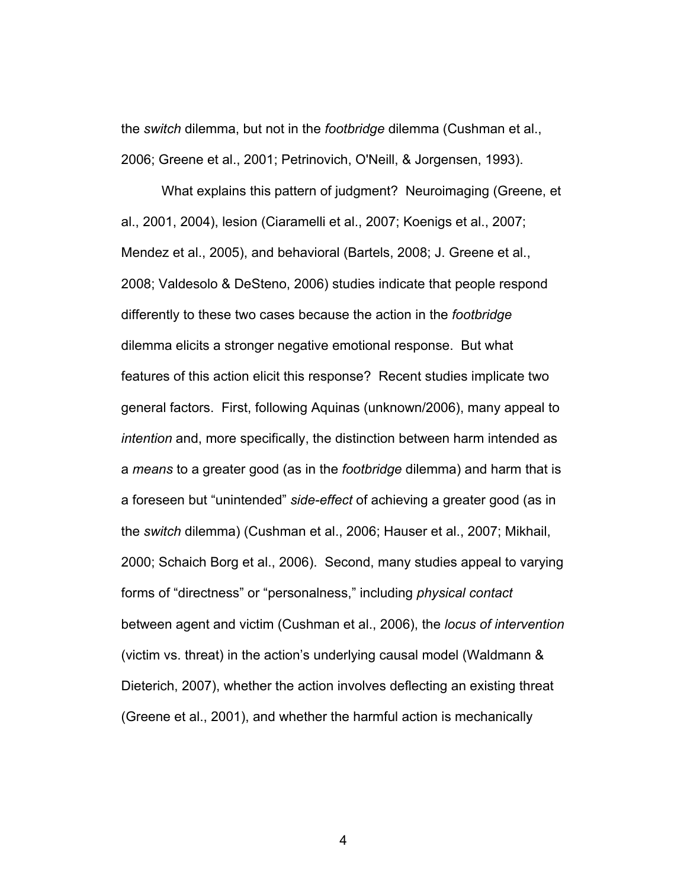the *switch* dilemma, but not in the *footbridge* dilemma (Cushman et al., 2006; Greene et al., 2001; Petrinovich, O'Neill, & Jorgensen, 1993).

What explains this pattern of judgment? Neuroimaging (Greene, et al., 2001, 2004), lesion (Ciaramelli et al., 2007; Koenigs et al., 2007; Mendez et al., 2005), and behavioral (Bartels, 2008; J. Greene et al., 2008; Valdesolo & DeSteno, 2006) studies indicate that people respond differently to these two cases because the action in the *footbridge* dilemma elicits a stronger negative emotional response. But what features of this action elicit this response? Recent studies implicate two general factors. First, following Aquinas (unknown/2006), many appeal to *intention* and, more specifically, the distinction between harm intended as a *means* to a greater good (as in the *footbridge* dilemma) and harm that is a foreseen but "unintended" *side-effect* of achieving a greater good (as in the *switch* dilemma) (Cushman et al., 2006; Hauser et al., 2007; Mikhail, 2000; Schaich Borg et al., 2006). Second, many studies appeal to varying forms of "directness" or "personalness," including *physical contact* between agent and victim (Cushman et al., 2006), the *locus of intervention* (victim vs. threat) in the action's underlying causal model (Waldmann & Dieterich, 2007), whether the action involves deflecting an existing threat (Greene et al., 2001), and whether the harmful action is mechanically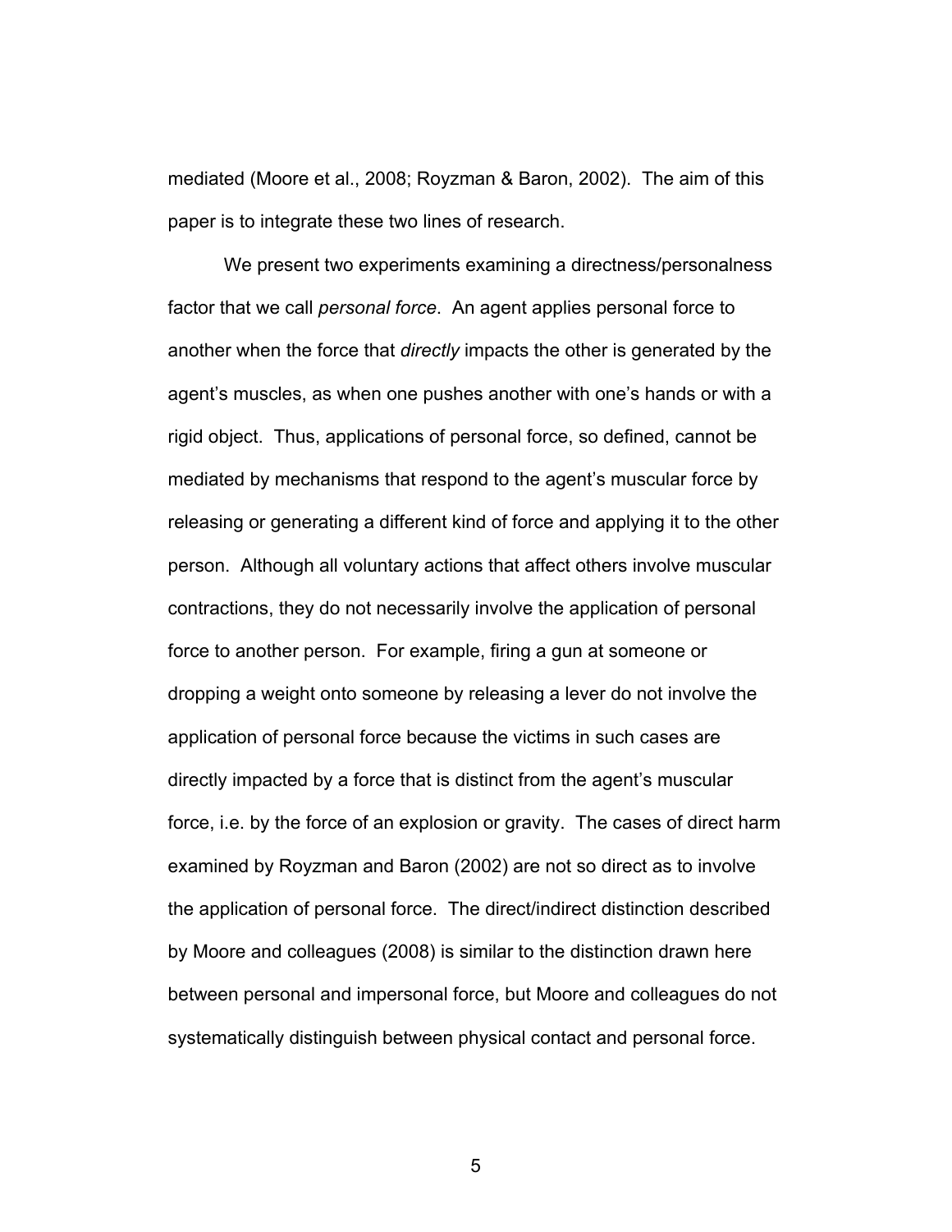mediated (Moore et al., 2008; Royzman & Baron, 2002). The aim of this paper is to integrate these two lines of research.

We present two experiments examining a directness/personalness factor that we call *personal force*. An agent applies personal force to another when the force that *directly* impacts the other is generated by the agent's muscles, as when one pushes another with one's hands or with a rigid object. Thus, applications of personal force, so defined, cannot be mediated by mechanisms that respond to the agent's muscular force by releasing or generating a different kind of force and applying it to the other person. Although all voluntary actions that affect others involve muscular contractions, they do not necessarily involve the application of personal force to another person. For example, firing a gun at someone or dropping a weight onto someone by releasing a lever do not involve the application of personal force because the victims in such cases are directly impacted by a force that is distinct from the agent's muscular force, i.e. by the force of an explosion or gravity. The cases of direct harm examined by Royzman and Baron (2002) are not so direct as to involve the application of personal force. The direct/indirect distinction described by Moore and colleagues (2008) is similar to the distinction drawn here between personal and impersonal force, but Moore and colleagues do not systematically distinguish between physical contact and personal force.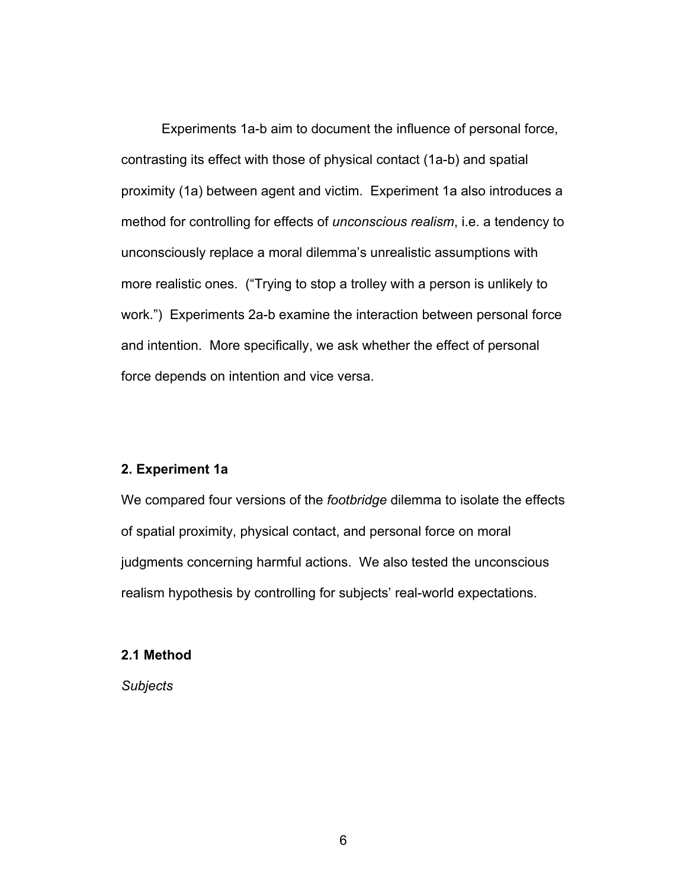Experiments 1a-b aim to document the influence of personal force, contrasting its effect with those of physical contact (1a-b) and spatial proximity (1a) between agent and victim. Experiment 1a also introduces a method for controlling for effects of *unconscious realism*, i.e. a tendency to unconsciously replace a moral dilemma's unrealistic assumptions with more realistic ones. ("Trying to stop a trolley with a person is unlikely to work.") Experiments 2a-b examine the interaction between personal force and intention. More specifically, we ask whether the effect of personal force depends on intention and vice versa.

## 2. Experiment 1a

We compared four versions of the *footbridge* dilemma to isolate the effects of spatial proximity, physical contact, and personal force on moral judgments concerning harmful actions. We also tested the unconscious realism hypothesis by controlling for subjects' real-world expectations.

### 2.1 Method

*Subjects*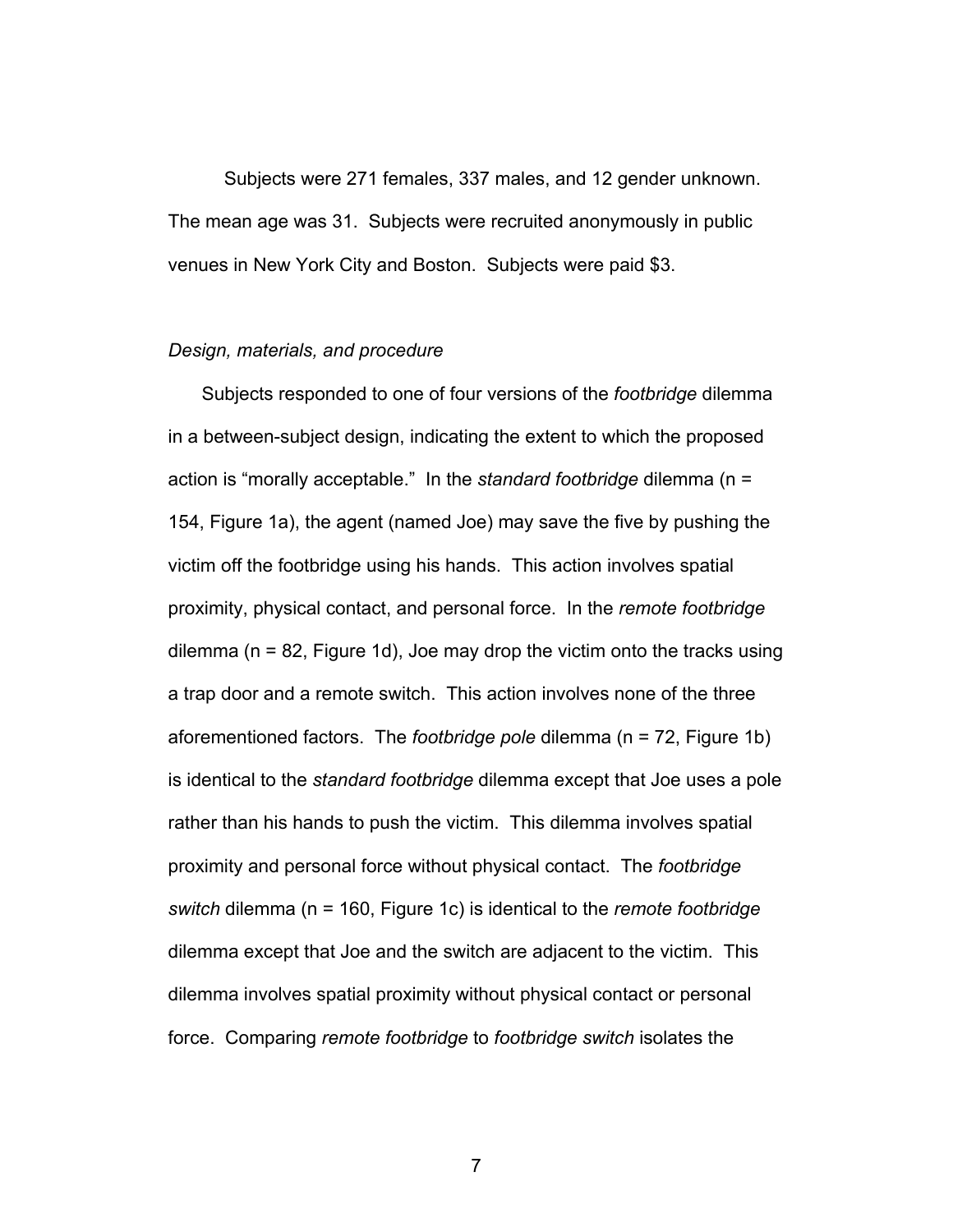Subjects were 271 females, 337 males, and 12 gender unknown. The mean age was 31. Subjects were recruited anonymously in public venues in New York City and Boston. Subjects were paid $3.

*Design, materials, and procedure*

Subjects responded to one of four versions of the *footbridge* dilemma in a between-subject design, indicating the extent to which the proposed action is "morally acceptable." In the *standard footbridge* dilemma (n = 154, Figure 1a), the agent (named Joe) may save the five by pushing the victim off the footbridge using his hands. This action involves spatial proximity, physical contact, and personal force. In the *remote footbridge* dilemma (n = 82, Figure 1d), Joe may drop the victim onto the tracks using a trap door and a remote switch. This action involves none of the three aforementioned factors. The *footbridge pole* dilemma (n = 72, Figure 1b) is identical to the *standard footbridge* dilemma except that Joe uses a pole rather than his hands to push the victim. This dilemma involves spatial proximity and personal force without physical contact. The *footbridge switch* dilemma (n = 160, Figure 1c) is identical to the *remote footbridge* dilemma except that Joe and the switch are adjacent to the victim. This dilemma involves spatial proximity without physical contact or personal force. Comparing *remote footbridge* to *footbridge switch* isolates the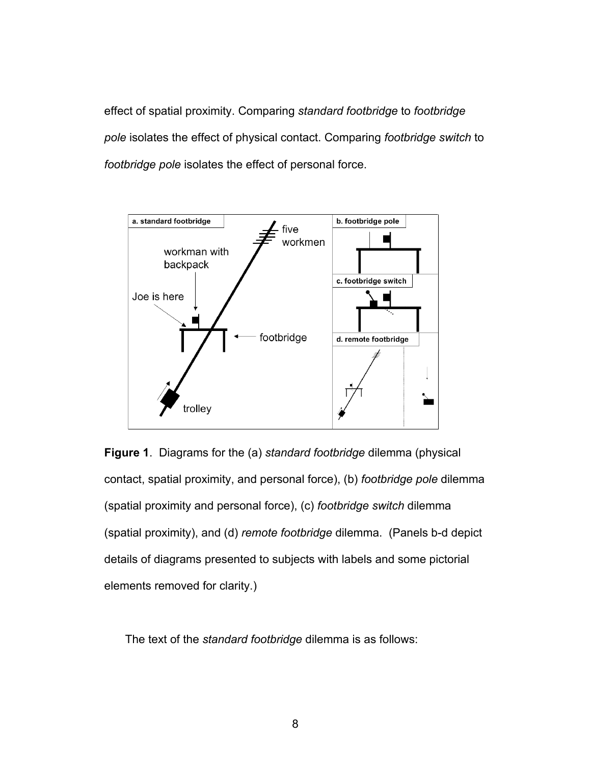effect of spatial proximity. Comparing *standard footbridge* to *footbridge pole* isolates the effect of physical contact. Comparing *footbridge switch* to *footbridge pole* isolates the effect of personal force.

**Figure 1**. Diagrams for the (a) *standard footbridge* dilemma (physical contact, spatial proximity, and personal force), (b) *footbridge pole* dilemma (spatial proximity and personal force), (c) *footbridge switch* dilemma (spatial proximity), and (d) *remote footbridge* dilemma. (Panels b-d depict details of diagrams presented to subjects with labels and some pictorial elements removed for clarity.)

The text of the *standard footbridge* dilemma is as follows: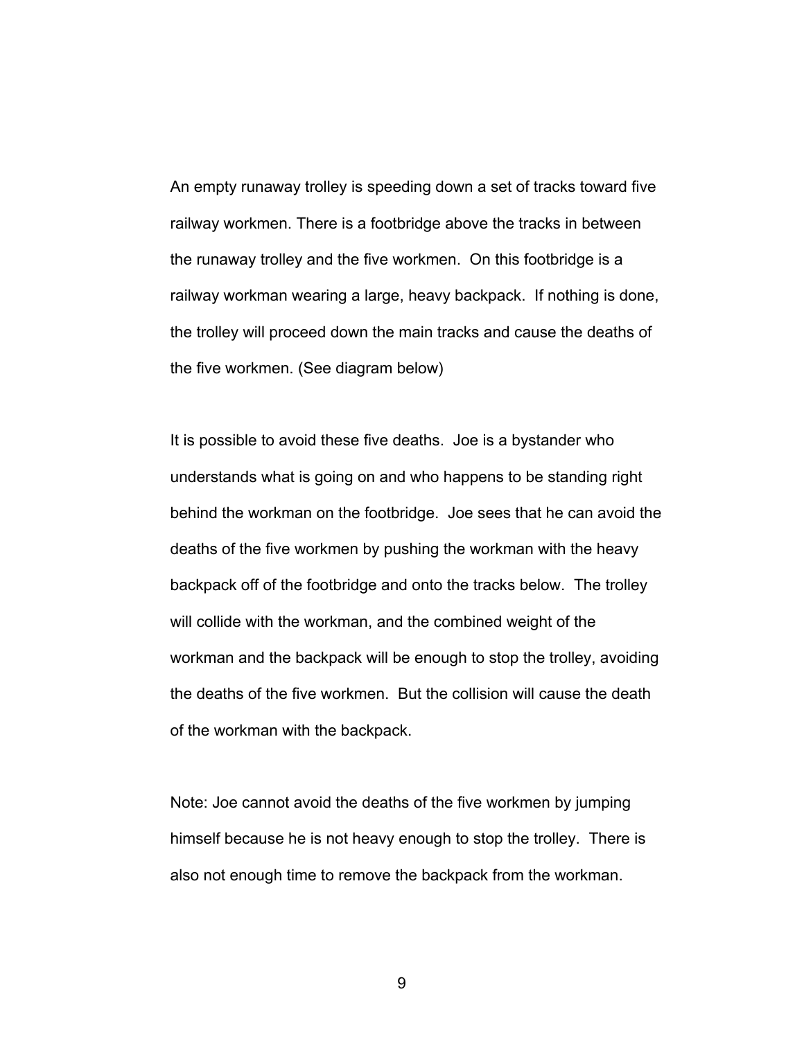An empty runaway trolley is speeding down a set of tracks toward five railway workmen. There is a footbridge above the tracks in between the runaway trolley and the five workmen. On this footbridge is a railway workman wearing a large, heavy backpack. If nothing is done, the trolley will proceed down the main tracks and cause the deaths of the five workmen. (See diagram below)

It is possible to avoid these five deaths. Joe is a bystander who understands what is going on and who happens to be standing right behind the workman on the footbridge. Joe sees that he can avoid the deaths of the five workmen by pushing the workman with the heavy backpack off of the footbridge and onto the tracks below. The trolley will collide with the workman, and the combined weight of the workman and the backpack will be enough to stop the trolley, avoiding the deaths of the five workmen. But the collision will cause the death of the workman with the backpack.

Note: Joe cannot avoid the deaths of the five workmen by jumping himself because he is not heavy enough to stop the trolley. There is also not enough time to remove the backpack from the workman.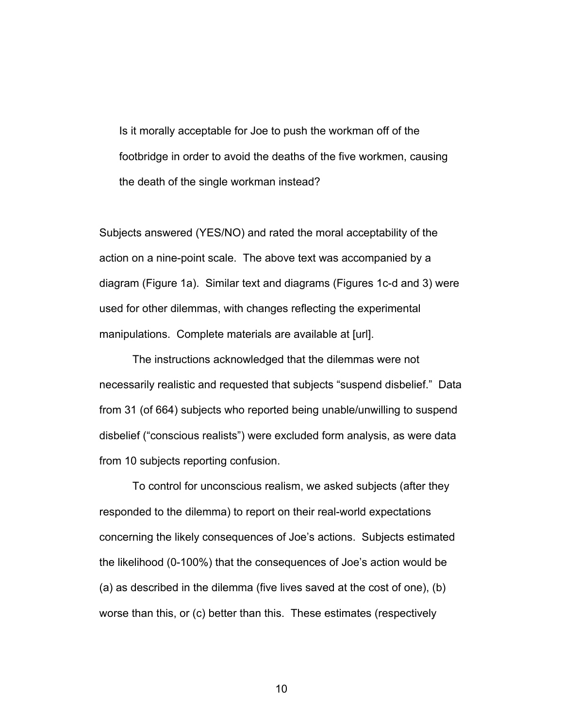Is it morally acceptable for Joe to push the workman off of the footbridge in order to avoid the deaths of the five workmen, causing the death of the single workman instead?

Subjects answered (YES/NO) and rated the moral acceptability of the action on a nine-point scale. The above text was accompanied by a diagram (Figure 1a). Similar text and diagrams (Figures 1c-d and 3) were used for other dilemmas, with changes reflecting the experimental manipulations. Complete materials are available at [url].

The instructions acknowledged that the dilemmas were not necessarily realistic and requested that subjects "suspend disbelief." Data from 31 (of 664) subjects who reported being unable/unwilling to suspend disbelief ("conscious realists") were excluded form analysis, as were data from 10 subjects reporting confusion.

To control for unconscious realism, we asked subjects (after they responded to the dilemma) to report on their real-world expectations concerning the likely consequences of Joe's actions. Subjects estimated the likelihood (0-100%) that the consequences of Joe's action would be (a) as described in the dilemma (five lives saved at the cost of one), (b) worse than this, or (c) better than this. These estimates (respectively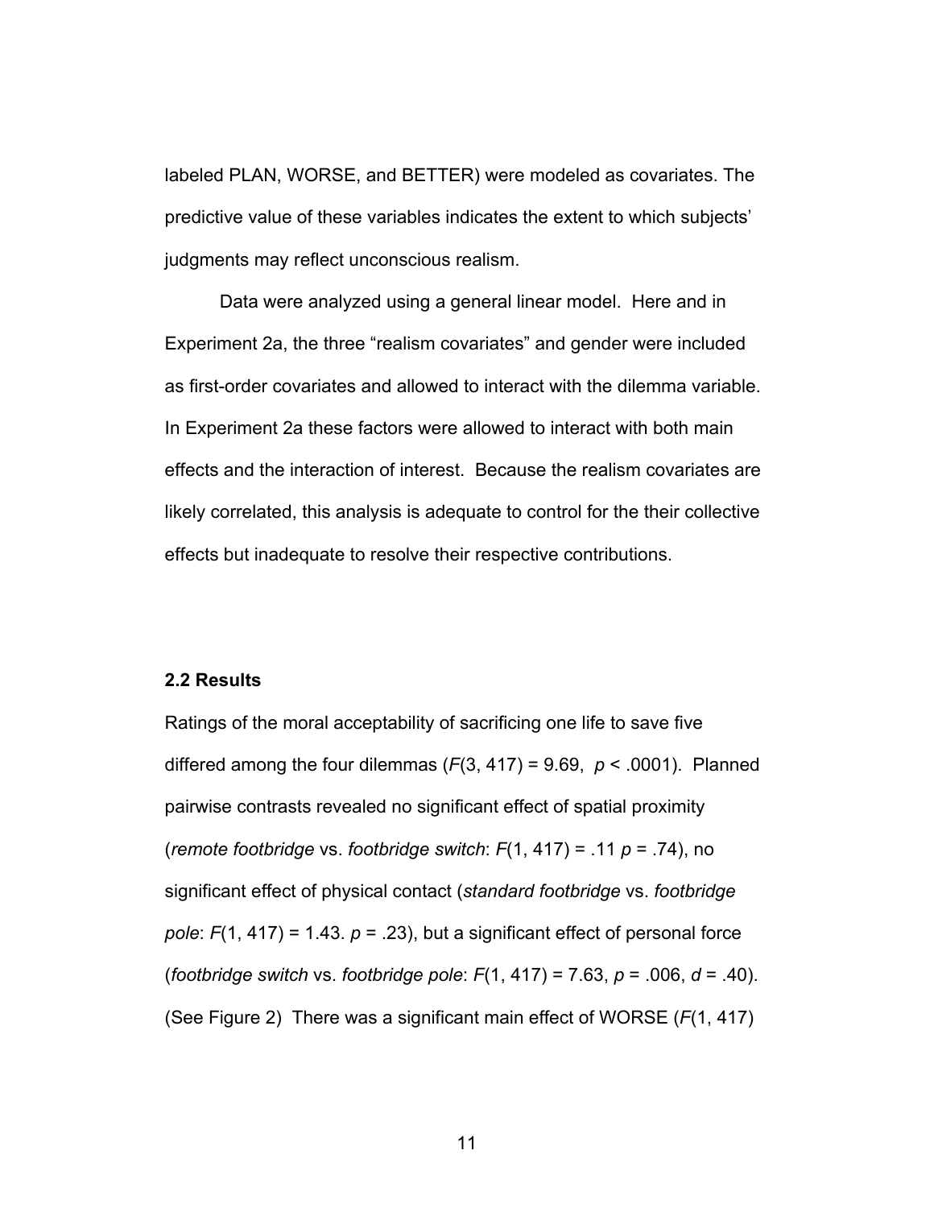labeled PLAN, WORSE, and BETTER) were modeled as covariates. The predictive value of these variables indicates the extent to which subjects' judgments may reflect unconscious realism.

Data were analyzed using a general linear model. Here and in Experiment 2a, the three "realism covariates" and gender were included as first-order covariates and allowed to interact with the dilemma variable. In Experiment 2a these factors were allowed to interact with both main effects and the interaction of interest. Because the realism covariates are likely correlated, this analysis is adequate to control for the their collective effects but inadequate to resolve their respective contributions.

### 2.2 Results

Ratings of the moral acceptability of sacrificing one life to save five differed among the four dilemmas ($F(3, 417) = 9.69$, $p < .0001$). Planned pairwise contrasts revealed no significant effect of spatial proximity (*remote footbridge* vs. *footbridge switch*: $F(1, 417) = .11$ $p = .74$), no significant effect of physical contact (*standard footbridge* vs. *footbridge pole*: $F(1, 417) = 1.43$. $p = .23$), but a significant effect of personal force (*footbridge switch* vs. *footbridge pole*: $F(1, 417) = 7.63$, $p = .006$, $d = .40$). (See Figure 2) There was a significant main effect of WORSE ($F(1, 417)$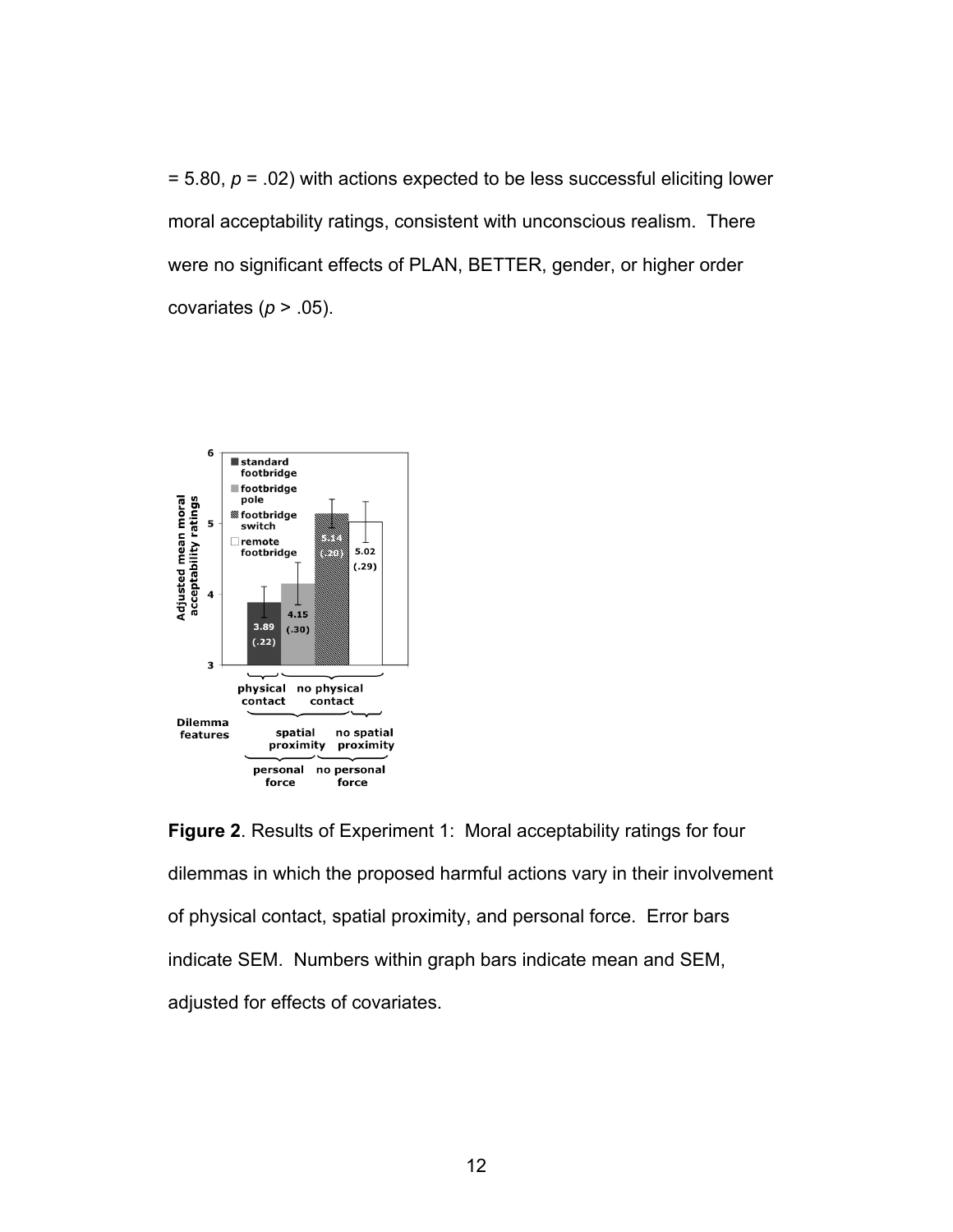= 5.80, $p$ = .02) with actions expected to be less successful eliciting lower moral acceptability ratings, consistent with unconscious realism. There were no significant effects of PLAN, BETTER, gender, or higher order covariates ($p$ > .05).

**Figure 2**. Results of Experiment 1: Moral acceptability ratings for four dilemmas in which the proposed harmful actions vary in their involvement of physical contact, spatial proximity, and personal force. Error bars indicate SEM. Numbers within graph bars indicate mean and SEM, adjusted for effects of covariates.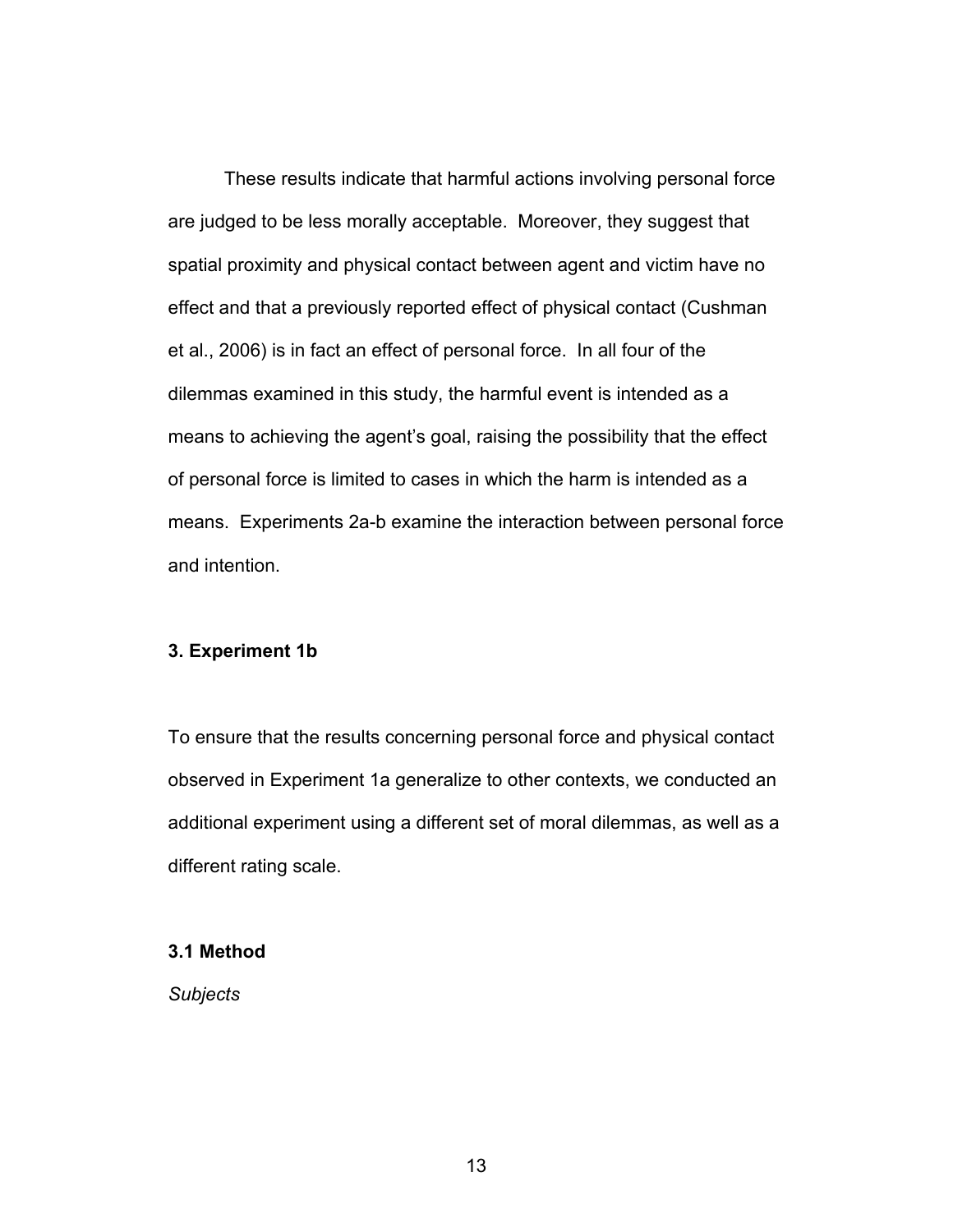These results indicate that harmful actions involving personal force are judged to be less morally acceptable. Moreover, they suggest that spatial proximity and physical contact between agent and victim have no effect and that a previously reported effect of physical contact (Cushman et al., 2006) is in fact an effect of personal force. In all four of the dilemmas examined in this study, the harmful event is intended as a means to achieving the agent's goal, raising the possibility that the effect of personal force is limited to cases in which the harm is intended as a means. Experiments 2a-b examine the interaction between personal force and intention.

## 3. Experiment 1b

To ensure that the results concerning personal force and physical contact observed in Experiment 1a generalize to other contexts, we conducted an additional experiment using a different set of moral dilemmas, as well as a different rating scale.

### 3.1 Method

*Subjects*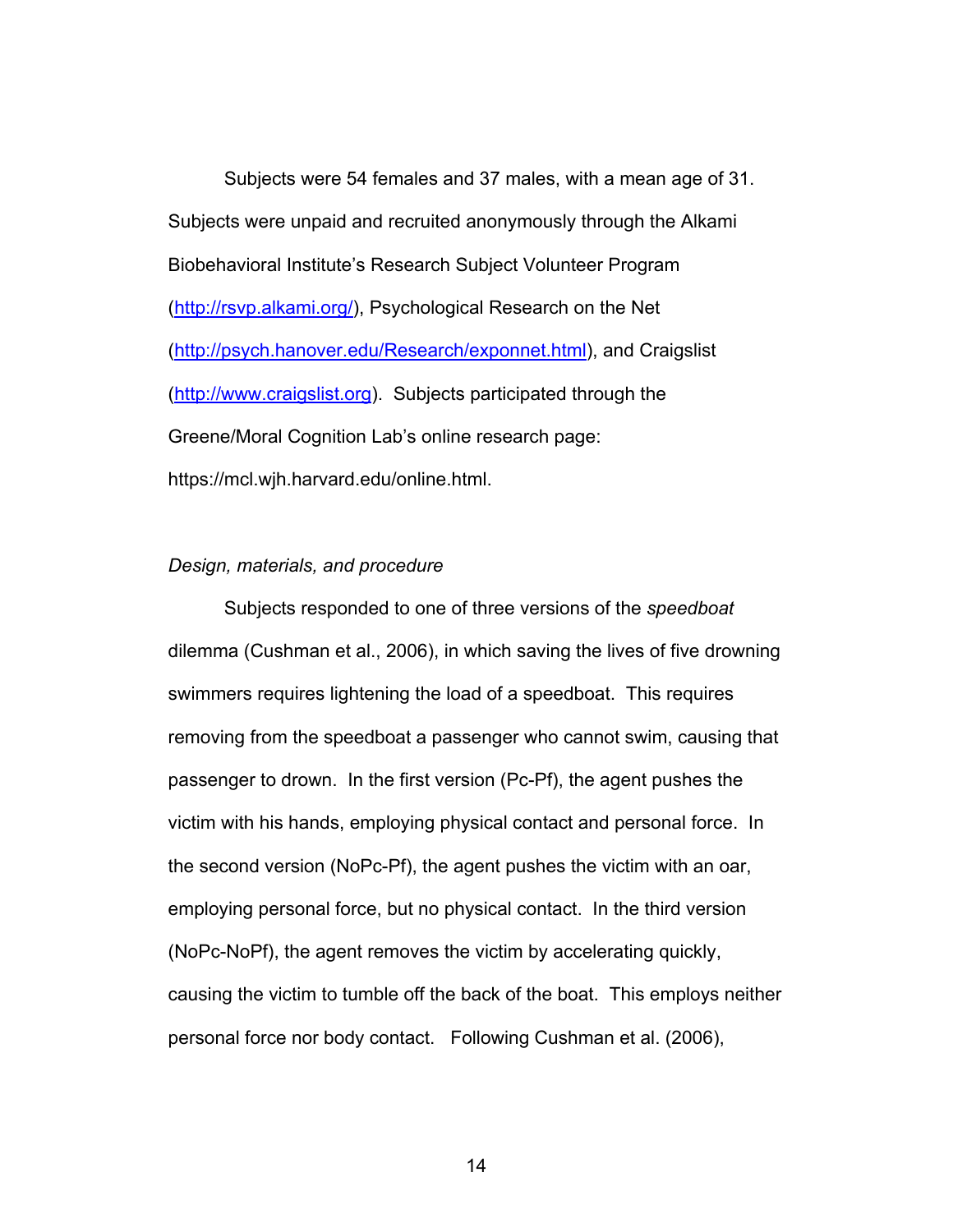Subjects were 54 females and 37 males, with a mean age of 31. Subjects were unpaid and recruited anonymously through the Alkami Biobehavioral Institute's Research Subject Volunteer Program (http://rsvp.alkami.org/), Psychological Research on the Net (http://psych.hanover.edu/Research/exponnet.html), and Craigslist (http://www.craigslist.org). Subjects participated through the Greene/Moral Cognition Lab's online research page: https://mcl.wjh.harvard.edu/online.html.

*Design, materials, and procedure*

Subjects responded to one of three versions of the *speedboat* dilemma (Cushman et al., 2006), in which saving the lives of five drowning swimmers requires lightening the load of a speedboat. This requires removing from the speedboat a passenger who cannot swim, causing that passenger to drown. In the first version (Pc-Pf), the agent pushes the victim with his hands, employing physical contact and personal force. In the second version (NoPc-Pf), the agent pushes the victim with an oar, employing personal force, but no physical contact. In the third version (NoPc-NoPf), the agent removes the victim by accelerating quickly, causing the victim to tumble off the back of the boat. This employs neither personal force nor body contact. Following Cushman et al. (2006),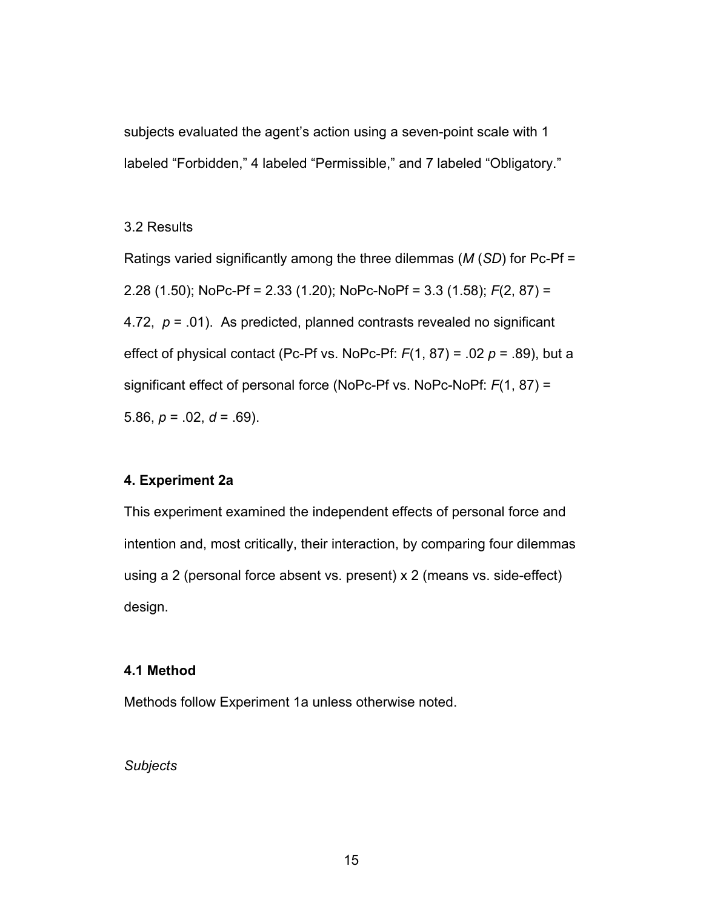subjects evaluated the agent's action using a seven-point scale with 1 labeled "Forbidden," 4 labeled "Permissible," and 7 labeled "Obligatory."

### 3.2 Results

Ratings varied significantly among the three dilemmas (*M* (*SD*) for Pc-Pf = 2.28 (1.50); NoPc-Pf = 2.33 (1.20); NoPc-NoPf = 3.3 (1.58); $F(2, 87) = 4.72$, $p = .01$). As predicted, planned contrasts revealed no significant effect of physical contact (Pc-Pf vs. NoPc-Pf: $F(1, 87) = .02$ $p = .89$), but a significant effect of personal force (NoPc-Pf vs. NoPc-NoPf: $F(1, 87) = 5.86$, $p = .02$, $d = .69$).

## 4. Experiment 2a

This experiment examined the independent effects of personal force and intention and, most critically, their interaction, by comparing four dilemmas using a 2 (personal force absent vs. present) x 2 (means vs. side-effect) design.

### 4.1 Method

Methods follow Experiment 1a unless otherwise noted.

*Subjects*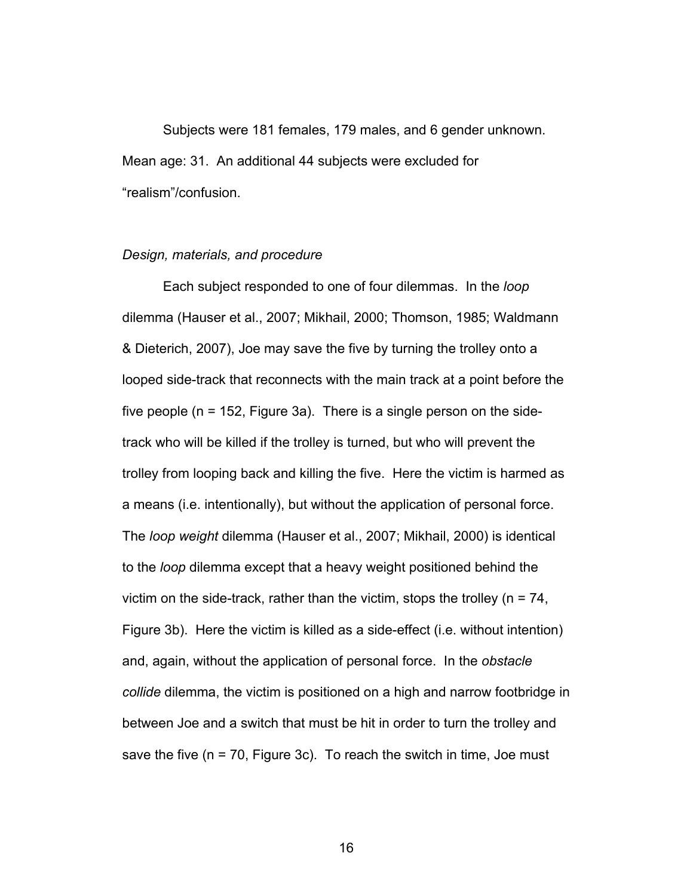Subjects were 181 females, 179 males, and 6 gender unknown. Mean age: 31. An additional 44 subjects were excluded for "realism"/confusion.

*Design, materials, and procedure*

Each subject responded to one of four dilemmas. In the *loop* dilemma (Hauser et al., 2007; Mikhail, 2000; Thomson, 1985; Waldmann & Dieterich, 2007), Joe may save the five by turning the trolley onto a looped side-track that reconnects with the main track at a point before the five people (n = 152, Figure 3a). There is a single person on the side-track who will be killed if the trolley is turned, but who will prevent the trolley from looping back and killing the five. Here the victim is harmed as a means (i.e. intentionally), but without the application of personal force. The *loop weight* dilemma (Hauser et al., 2007; Mikhail, 2000) is identical to the *loop* dilemma except that a heavy weight positioned behind the victim on the side-track, rather than the victim, stops the trolley (n = 74, Figure 3b). Here the victim is killed as a side-effect (i.e. without intention) and, again, without the application of personal force. In the *obstacle collide* dilemma, the victim is positioned on a high and narrow footbridge in between Joe and a switch that must be hit in order to turn the trolley and save the five (n = 70, Figure 3c). To reach the switch in time, Joe must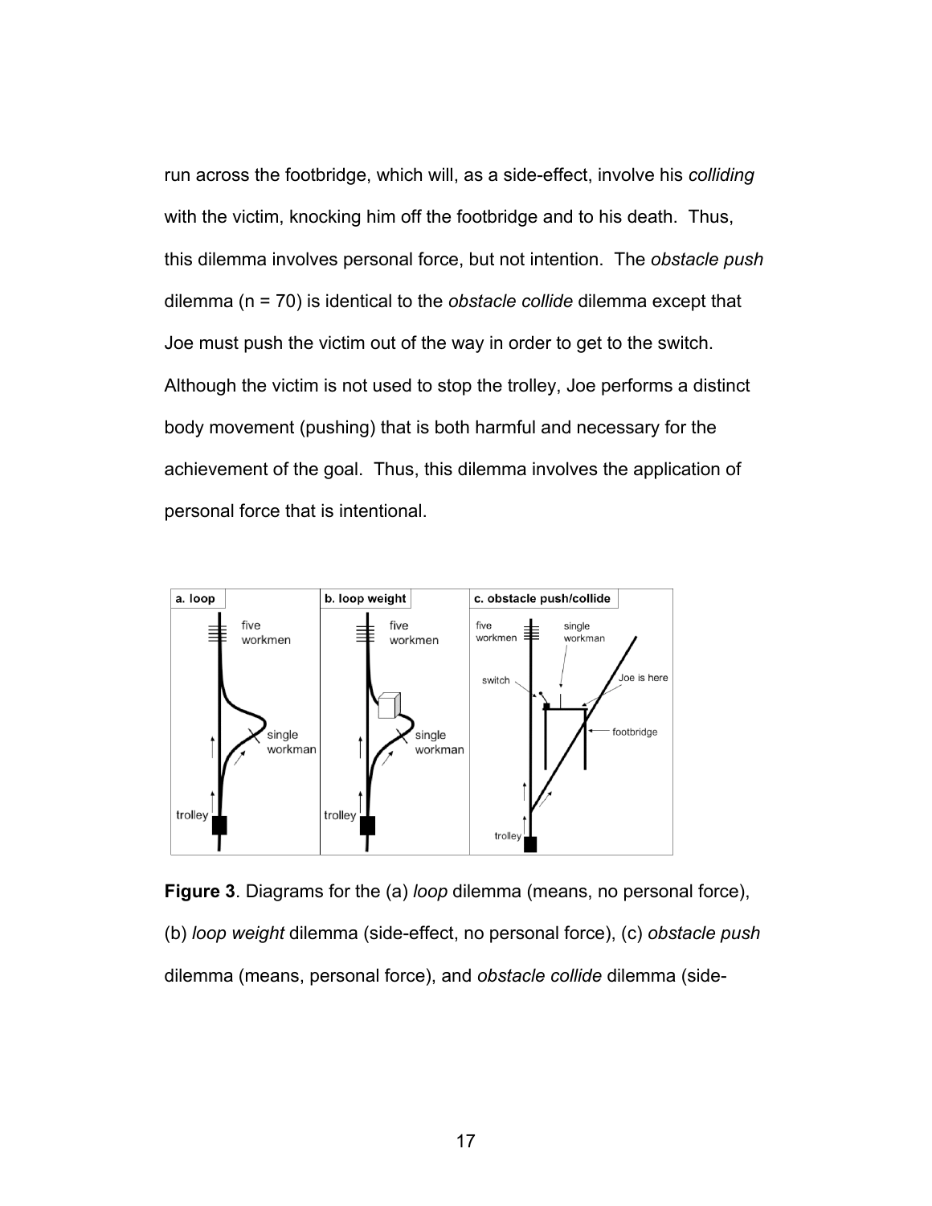run across the footbridge, which will, as a side-effect, involve his *colliding* with the victim, knocking him off the footbridge and to his death. Thus, this dilemma involves personal force, but not intention. The *obstacle push* dilemma (n = 70) is identical to the *obstacle collide* dilemma except that Joe must push the victim out of the way in order to get to the switch. Although the victim is not used to stop the trolley, Joe performs a distinct body movement (pushing) that is both harmful and necessary for the achievement of the goal. Thus, this dilemma involves the application of personal force that is intentional.

**Figure 3**. Diagrams for the (a) *loop* dilemma (means, no personal force), (b) *loop weight* dilemma (side-effect, no personal force), (c) *obstacle push* dilemma (means, personal force), and *obstacle collide* dilemma (side-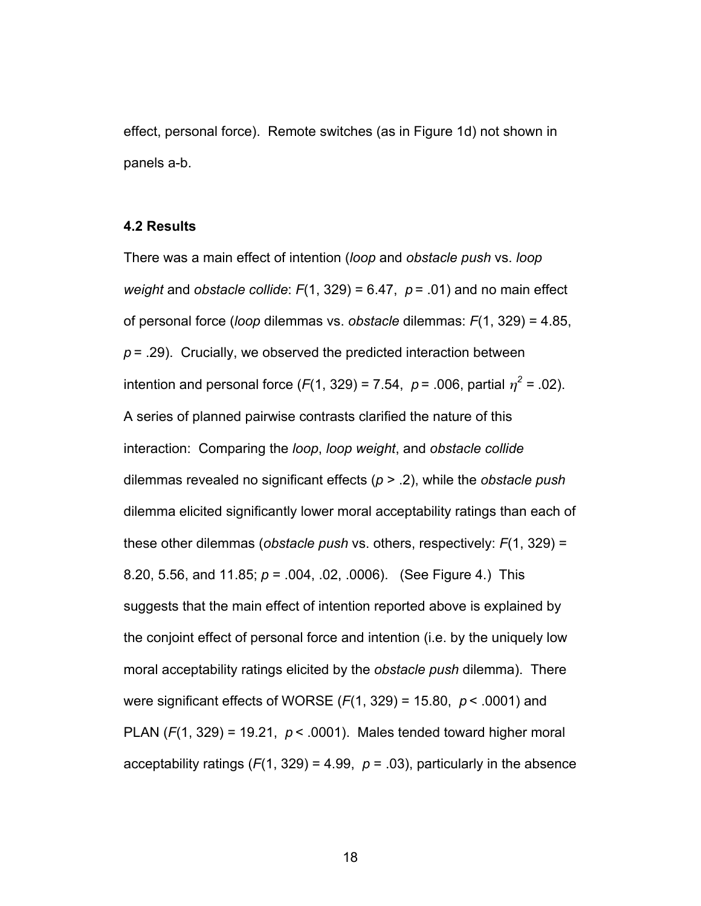effect, personal force). Remote switches (as in Figure 1d) not shown in panels a-b.

### 4.2 Results

There was a main effect of intention (*loop* and *obstacle push* vs. *loop weight* and *obstacle collide*: $F(1, 329) = 6.47$, $p = .01$) and no main effect of personal force (*loop* dilemmas vs. *obstacle* dilemmas: $F(1, 329) = 4.85$, $p = .29$). Crucially, we observed the predicted interaction between intention and personal force ($F(1, 329) = 7.54$, $p = .006$, partial $\eta^2 = .02$). A series of planned pairwise contrasts clarified the nature of this interaction: Comparing the *loop*, *loop weight*, and *obstacle collide* dilemmas revealed no significant effects ($p > .2$), while the *obstacle push* dilemma elicited significantly lower moral acceptability ratings than each of these other dilemmas (*obstacle push* vs. others, respectively: $F(1, 329) = 8.20$, 5.56, and 11.85; $p = .004$, .02, .0006). (See Figure 4.) This suggests that the main effect of intention reported above is explained by the conjoint effect of personal force and intention (i.e. by the uniquely low moral acceptability ratings elicited by the *obstacle push* dilemma). There were significant effects of WORSE ($F(1, 329) = 15.80$, $p < .0001$) and PLAN ($F(1, 329) = 19.21$, $p < .0001$). Males tended toward higher moral acceptability ratings ($F(1, 329) = 4.99$, $p = .03$), particularly in the absence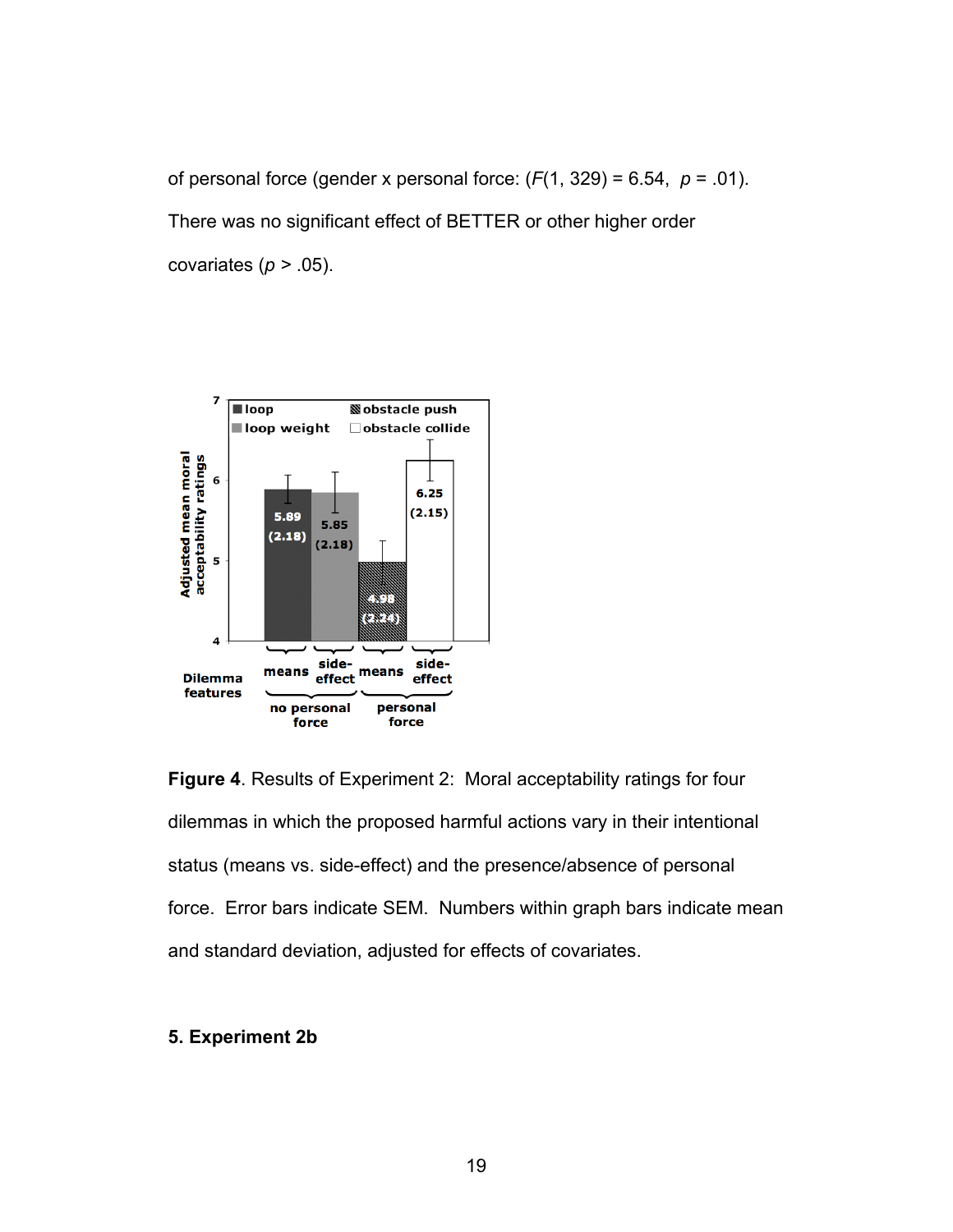of personal force (gender x personal force: ($F$(1, 329) = 6.54, $p$ = .01). There was no significant effect of BETTER or other higher order covariates ($p$ > .05).

**Figure 4**. Results of Experiment 2: Moral acceptability ratings for four dilemmas in which the proposed harmful actions vary in their intentional status (means vs. side-effect) and the presence/absence of personal force. Error bars indicate SEM. Numbers within graph bars indicate mean and standard deviation, adjusted for effects of covariates.

## 5. Experiment 2b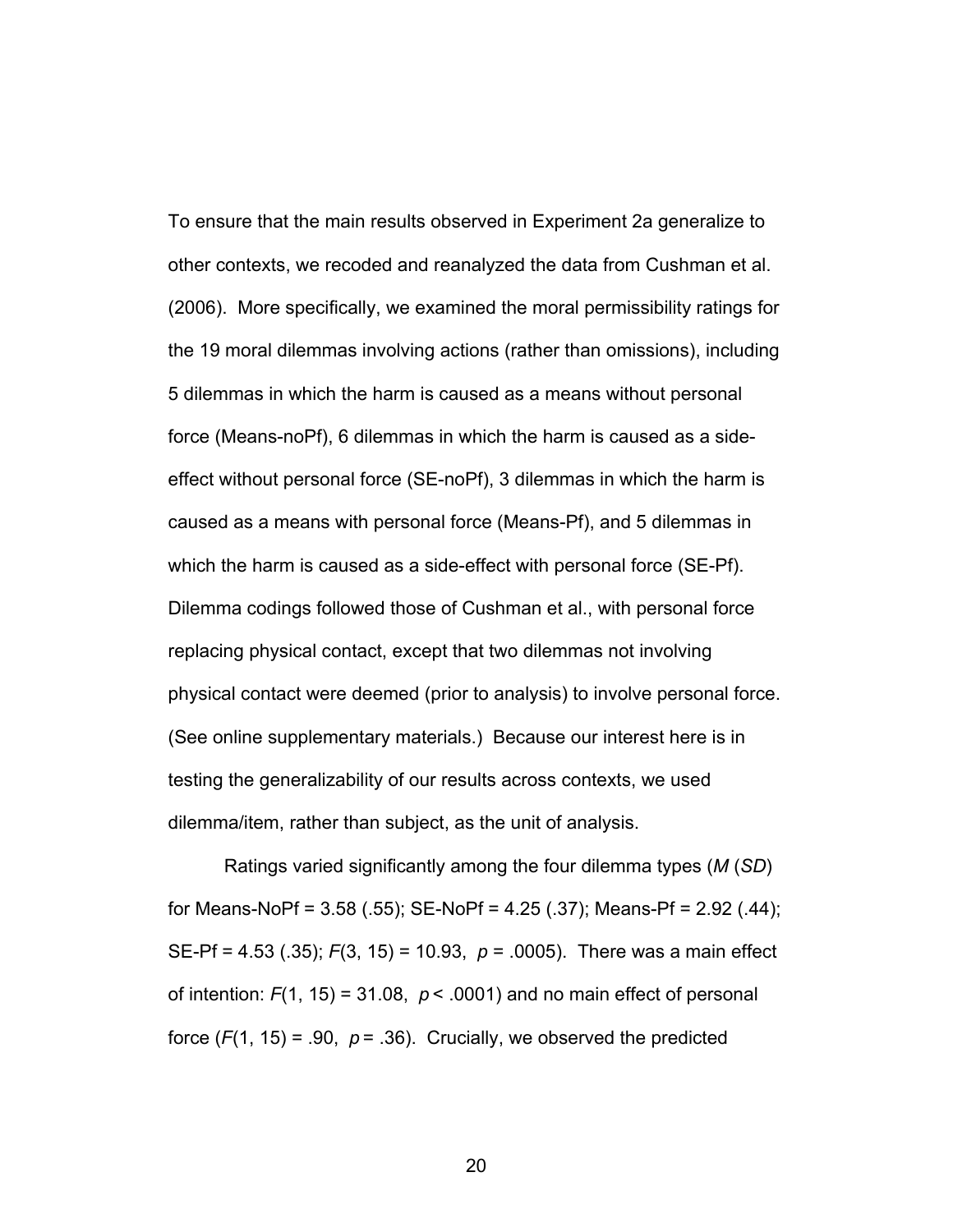To ensure that the main results observed in Experiment 2a generalize to other contexts, we recoded and reanalyzed the data from Cushman et al. (2006). More specifically, we examined the moral permissibility ratings for the 19 moral dilemmas involving actions (rather than omissions), including 5 dilemmas in which the harm is caused as a means without personal force (Means-noPf), 6 dilemmas in which the harm is caused as a side-effect without personal force (SE-noPf), 3 dilemmas in which the harm is caused as a means with personal force (Means-Pf), and 5 dilemmas in which the harm is caused as a side-effect with personal force (SE-Pf). Dilemma codings followed those of Cushman et al., with personal force replacing physical contact, except that two dilemmas not involving physical contact were deemed (prior to analysis) to involve personal force. (See online supplementary materials.) Because our interest here is in testing the generalizability of our results across contexts, we used dilemma/item, rather than subject, as the unit of analysis.

Ratings varied significantly among the four dilemma types (*M* (*SD*) for Means-NoPf = 3.58 (.55); SE-NoPf = 4.25 (.37); Means-Pf = 2.92 (.44); SE-Pf = 4.53 (.35); $F(3, 15) = 10.93$, $p = .0005$). There was a main effect of intention: $F(1, 15) = 31.08$, $p < .0001$) and no main effect of personal force ($F(1, 15) = .90$, $p = .36$). Crucially, we observed the predicted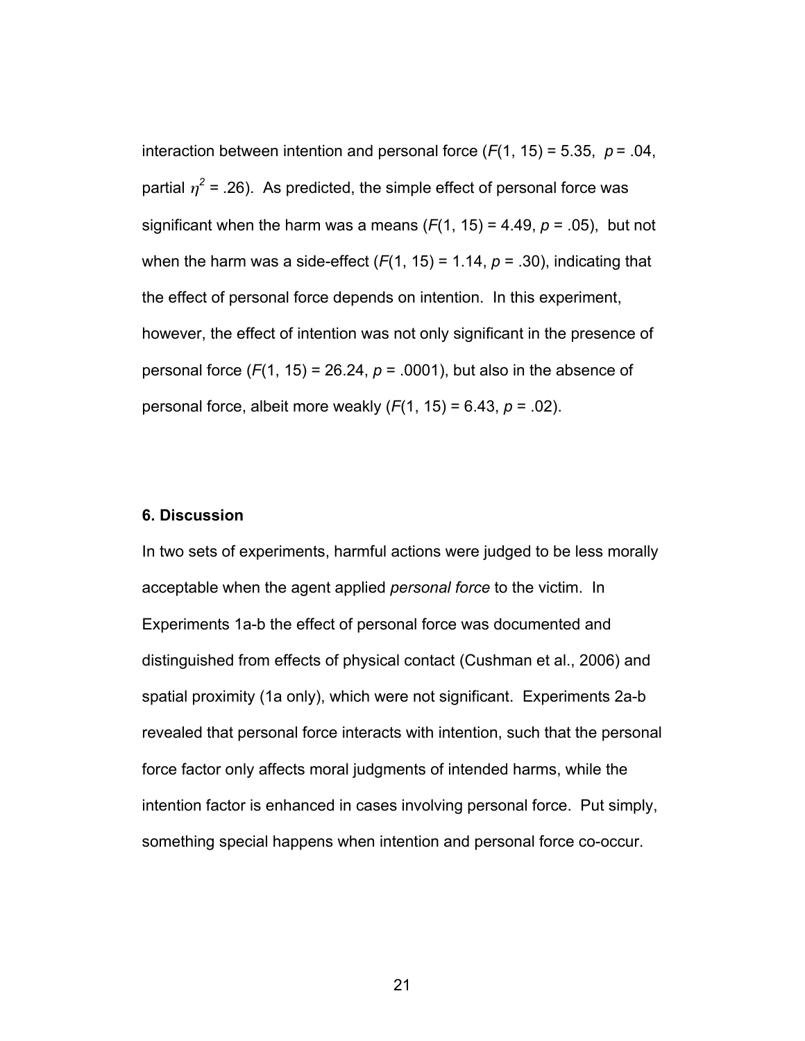interaction between intention and personal force ($F(1, 15) = 5.35$, $p = .04$, partial $\eta^2 = .26$). As predicted, the simple effect of personal force was significant when the harm was a means ($F(1, 15) = 4.49$, $p = .05$), but not when the harm was a side-effect ($F(1, 15) = 1.14$, $p = .30$), indicating that the effect of personal force depends on intention. In this experiment, however, the effect of intention was not only significant in the presence of personal force ($F(1, 15) = 26.24$, $p = .0001$), but also in the absence of personal force, albeit more weakly ($F(1, 15) = 6.43$, $p = .02$).

### 6. Discussion

In two sets of experiments, harmful actions were judged to be less morally acceptable when the agent applied *personal force* to the victim. In Experiments 1a-b the effect of personal force was documented and distinguished from effects of physical contact (Cushman et al., 2006) and spatial proximity (1a only), which were not significant. Experiments 2a-b revealed that personal force interacts with intention, such that the personal force factor only affects moral judgments of intended harms, while the intention factor is enhanced in cases involving personal force. Put simply, something special happens when intention and personal force co-occur.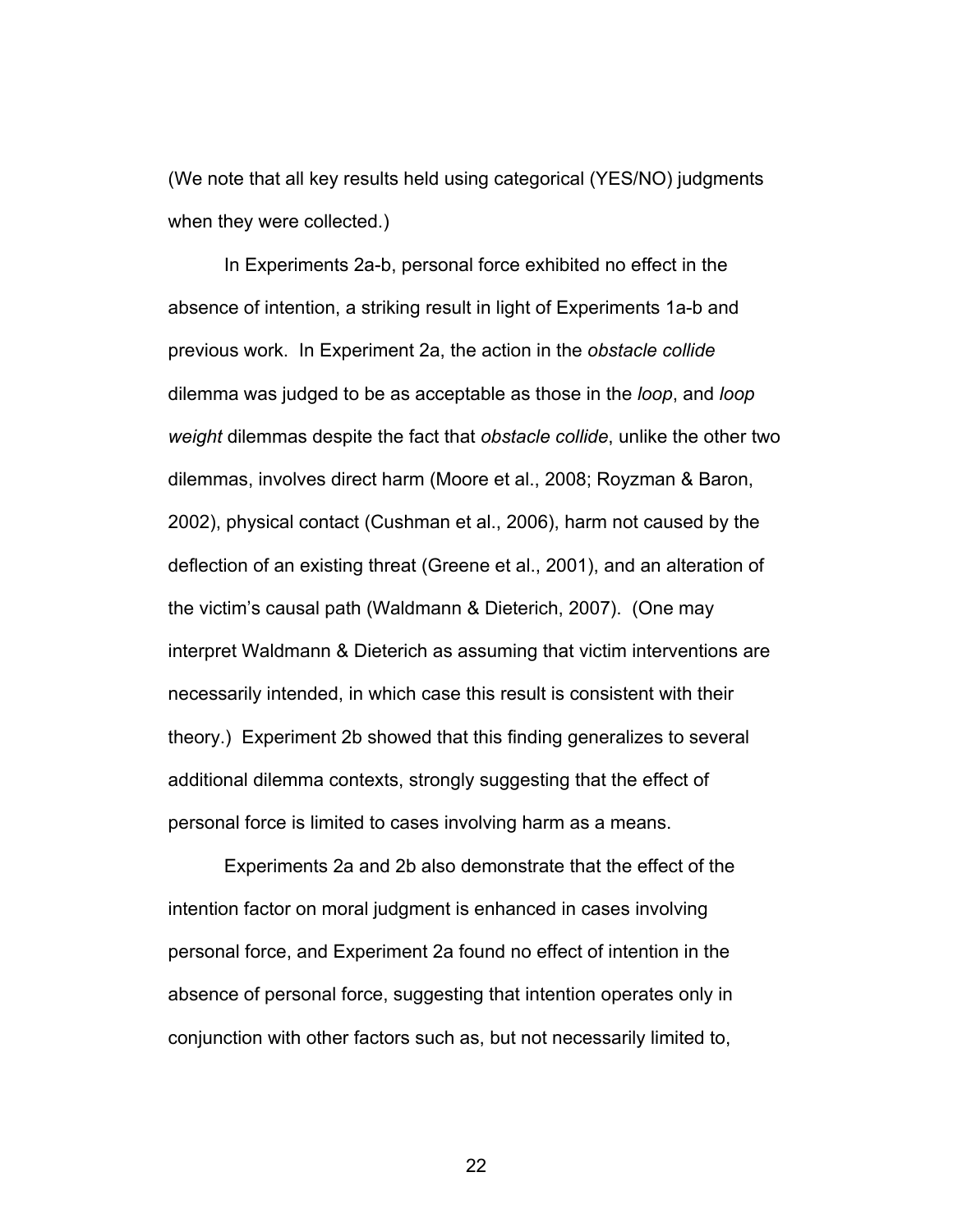(We note that all key results held using categorical (YES/NO) judgments when they were collected.)

In Experiments 2a-b, personal force exhibited no effect in the absence of intention, a striking result in light of Experiments 1a-b and previous work. In Experiment 2a, the action in the *obstacle collide* dilemma was judged to be as acceptable as those in the *loop*, and *loop weight* dilemmas despite the fact that *obstacle collide*, unlike the other two dilemmas, involves direct harm (Moore et al., 2008; Royzman & Baron, 2002), physical contact (Cushman et al., 2006), harm not caused by the deflection of an existing threat (Greene et al., 2001), and an alteration of the victim's causal path (Waldmann & Dieterich, 2007). (One may interpret Waldmann & Dieterich as assuming that victim interventions are necessarily intended, in which case this result is consistent with their theory.) Experiment 2b showed that this finding generalizes to several additional dilemma contexts, strongly suggesting that the effect of personal force is limited to cases involving harm as a means.

Experiments 2a and 2b also demonstrate that the effect of the intention factor on moral judgment is enhanced in cases involving personal force, and Experiment 2a found no effect of intention in the absence of personal force, suggesting that intention operates only in conjunction with other factors such as, but not necessarily limited to,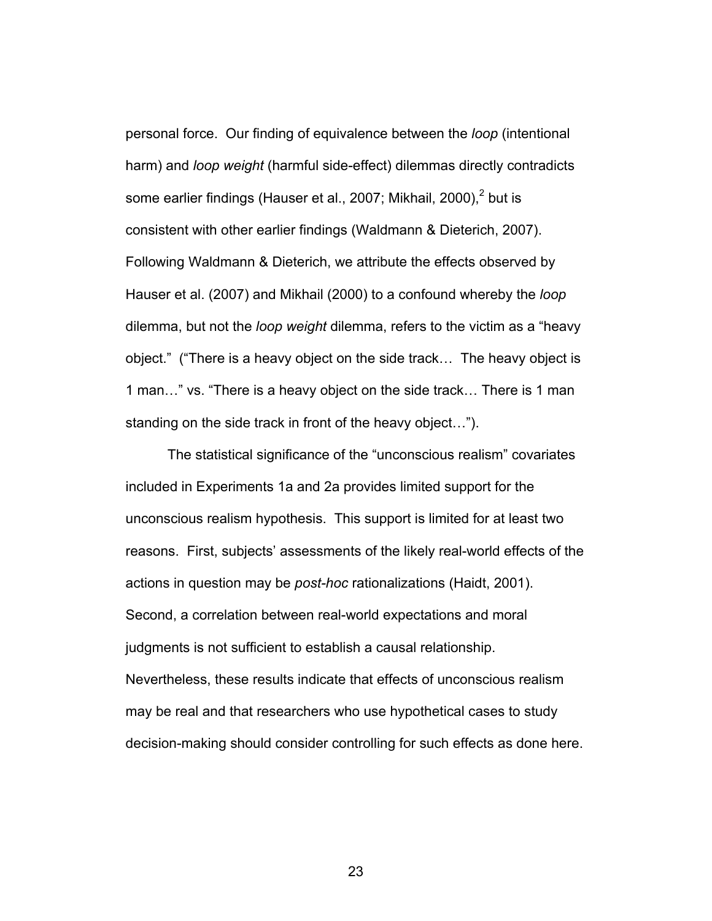personal force. Our finding of equivalence between the *loop* (intentional harm) and *loop weight* (harmful side-effect) dilemmas directly contradicts some earlier findings (Hauser et al., 2007; Mikhail, 2000),[2] but is consistent with other earlier findings (Waldmann & Dieterich, 2007). Following Waldmann & Dieterich, we attribute the effects observed by Hauser et al. (2007) and Mikhail (2000) to a confound whereby the *loop* dilemma, but not the *loop weight* dilemma, refers to the victim as a "heavy object." ("There is a heavy object on the side track… The heavy object is 1 man…" vs. "There is a heavy object on the side track… There is 1 man standing on the side track in front of the heavy object…").

The statistical significance of the "unconscious realism" covariates included in Experiments 1a and 2a provides limited support for the unconscious realism hypothesis. This support is limited for at least two reasons. First, subjects' assessments of the likely real-world effects of the actions in question may be *post-hoc* rationalizations (Haidt, 2001). Second, a correlation between real-world expectations and moral judgments is not sufficient to establish a causal relationship. Nevertheless, these results indicate that effects of unconscious realism may be real and that researchers who use hypothetical cases to study decision-making should consider controlling for such effects as done here.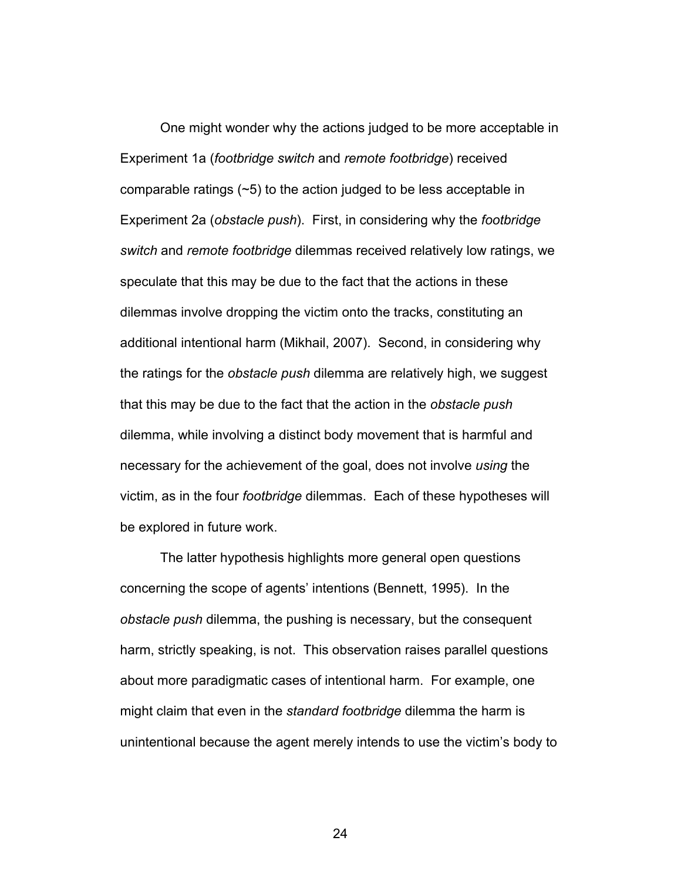One might wonder why the actions judged to be more acceptable in Experiment 1a (*footbridge switch* and *remote footbridge*) received comparable ratings (~5) to the action judged to be less acceptable in Experiment 2a (*obstacle push*). First, in considering why the *footbridge switch* and *remote footbridge* dilemmas received relatively low ratings, we speculate that this may be due to the fact that the actions in these dilemmas involve dropping the victim onto the tracks, constituting an additional intentional harm (Mikhail, 2007). Second, in considering why the ratings for the *obstacle push* dilemma are relatively high, we suggest that this may be due to the fact that the action in the *obstacle push* dilemma, while involving a distinct body movement that is harmful and necessary for the achievement of the goal, does not involve *using* the victim, as in the four *footbridge* dilemmas. Each of these hypotheses will be explored in future work.

The latter hypothesis highlights more general open questions concerning the scope of agents' intentions (Bennett, 1995). In the *obstacle push* dilemma, the pushing is necessary, but the consequent harm, strictly speaking, is not. This observation raises parallel questions about more paradigmatic cases of intentional harm. For example, one might claim that even in the *standard footbridge* dilemma the harm is unintentional because the agent merely intends to use the victim's body to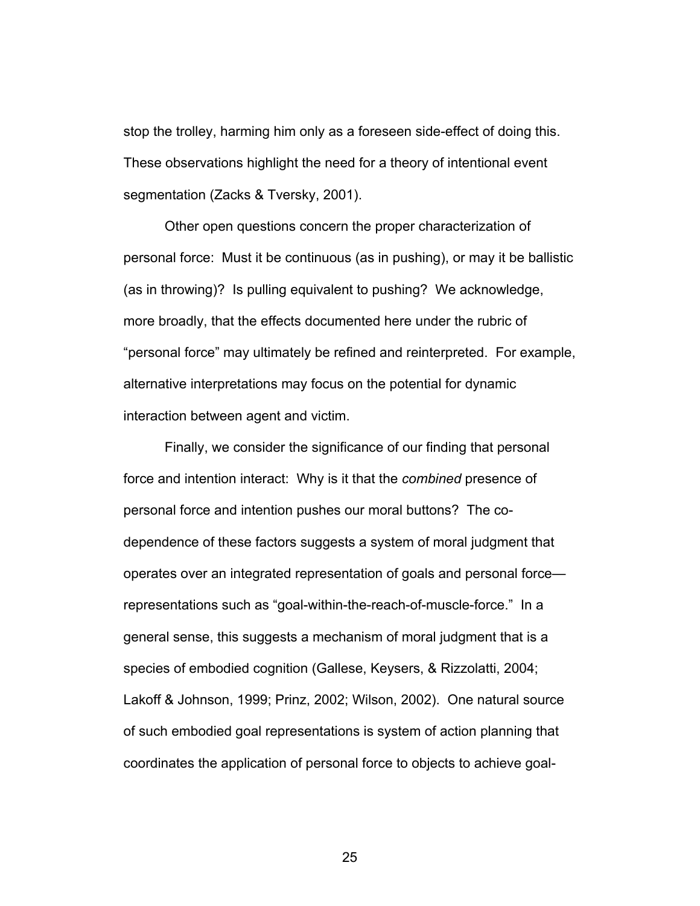stop the trolley, harming him only as a foreseen side-effect of doing this. These observations highlight the need for a theory of intentional event segmentation (Zacks & Tversky, 2001).

Other open questions concern the proper characterization of personal force: Must it be continuous (as in pushing), or may it be ballistic (as in throwing)? Is pulling equivalent to pushing? We acknowledge, more broadly, that the effects documented here under the rubric of "personal force" may ultimately be refined and reinterpreted. For example, alternative interpretations may focus on the potential for dynamic interaction between agent and victim.

Finally, we consider the significance of our finding that personal force and intention interact: Why is it that the *combined* presence of personal force and intention pushes our moral buttons? The co-dependence of these factors suggests a system of moral judgment that operates over an integrated representation of goals and personal force—representations such as "goal-within-the-reach-of-muscle-force." In a general sense, this suggests a mechanism of moral judgment that is a species of embodied cognition (Gallese, Keysers, & Rizzolatti, 2004; Lakoff & Johnson, 1999; Prinz, 2002; Wilson, 2002). One natural source of such embodied goal representations is system of action planning that coordinates the application of personal force to objects to achieve goal-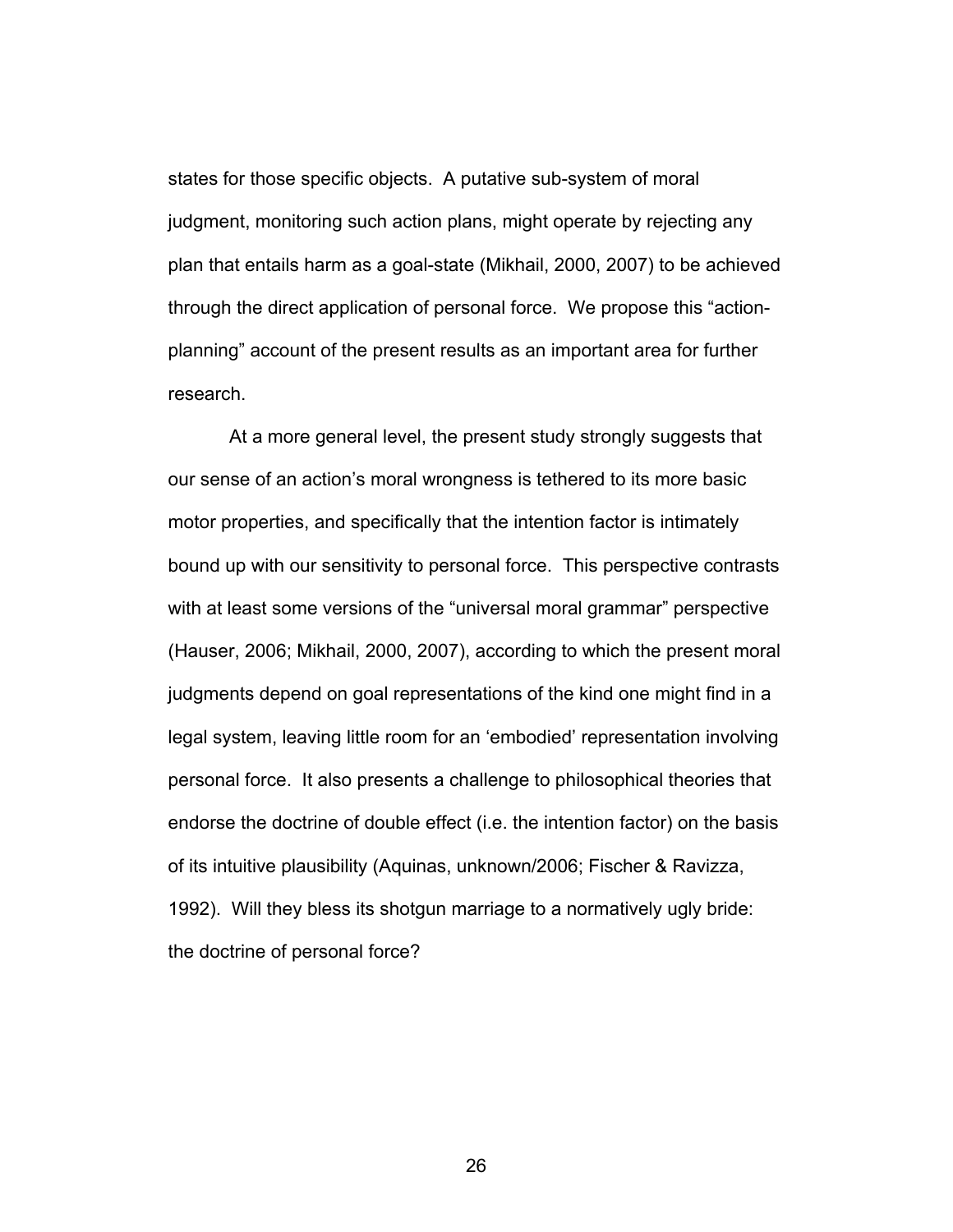states for those specific objects. A putative sub-system of moral judgment, monitoring such action plans, might operate by rejecting any plan that entails harm as a goal-state (Mikhail, 2000, 2007) to be achieved through the direct application of personal force. We propose this "action-planning" account of the present results as an important area for further research.

At a more general level, the present study strongly suggests that our sense of an action's moral wrongness is tethered to its more basic motor properties, and specifically that the intention factor is intimately bound up with our sensitivity to personal force. This perspective contrasts with at least some versions of the "universal moral grammar" perspective (Hauser, 2006; Mikhail, 2000, 2007), according to which the present moral judgments depend on goal representations of the kind one might find in a legal system, leaving little room for an 'embodied' representation involving personal force. It also presents a challenge to philosophical theories that endorse the doctrine of double effect (i.e. the intention factor) on the basis of its intuitive plausibility (Aquinas, unknown/2006; Fischer & Ravizza, 1992). Will they bless its shotgun marriage to a normatively ugly bride: the doctrine of personal force?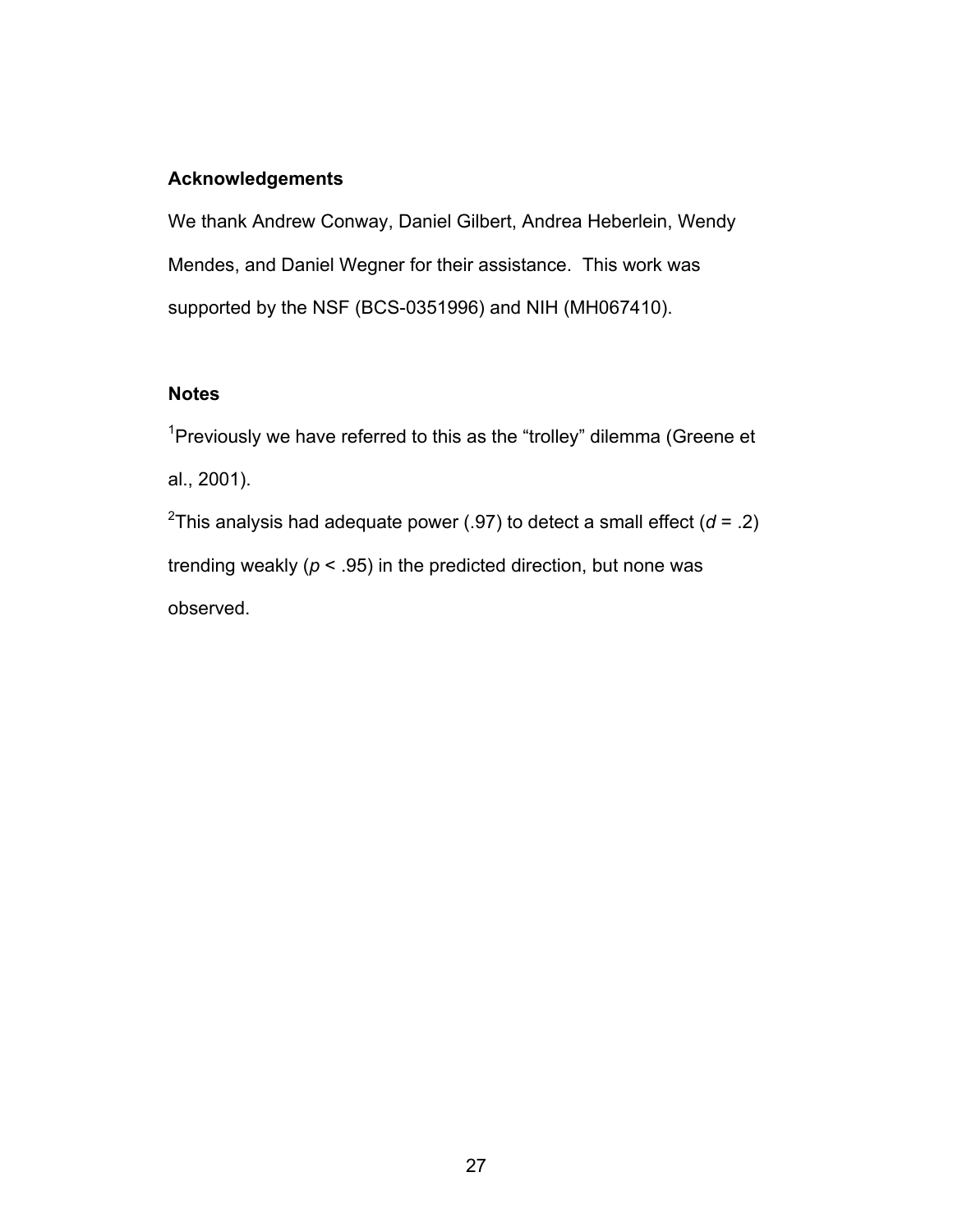**Acknowledgements**

We thank Andrew Conway, Daniel Gilbert, Andrea Heberlein, Wendy Mendes, and Daniel Wegner for their assistance. This work was supported by the NSF (BCS-0351996) and NIH (MH067410).

**Notes**

[1]Previously we have referred to this as the "trolley" dilemma (Greene et al., 2001).

[2]This analysis had adequate power (.97) to detect a small effect ($d$ = .2) trending weakly ($p$ < .95) in the predicted direction, but none was observed.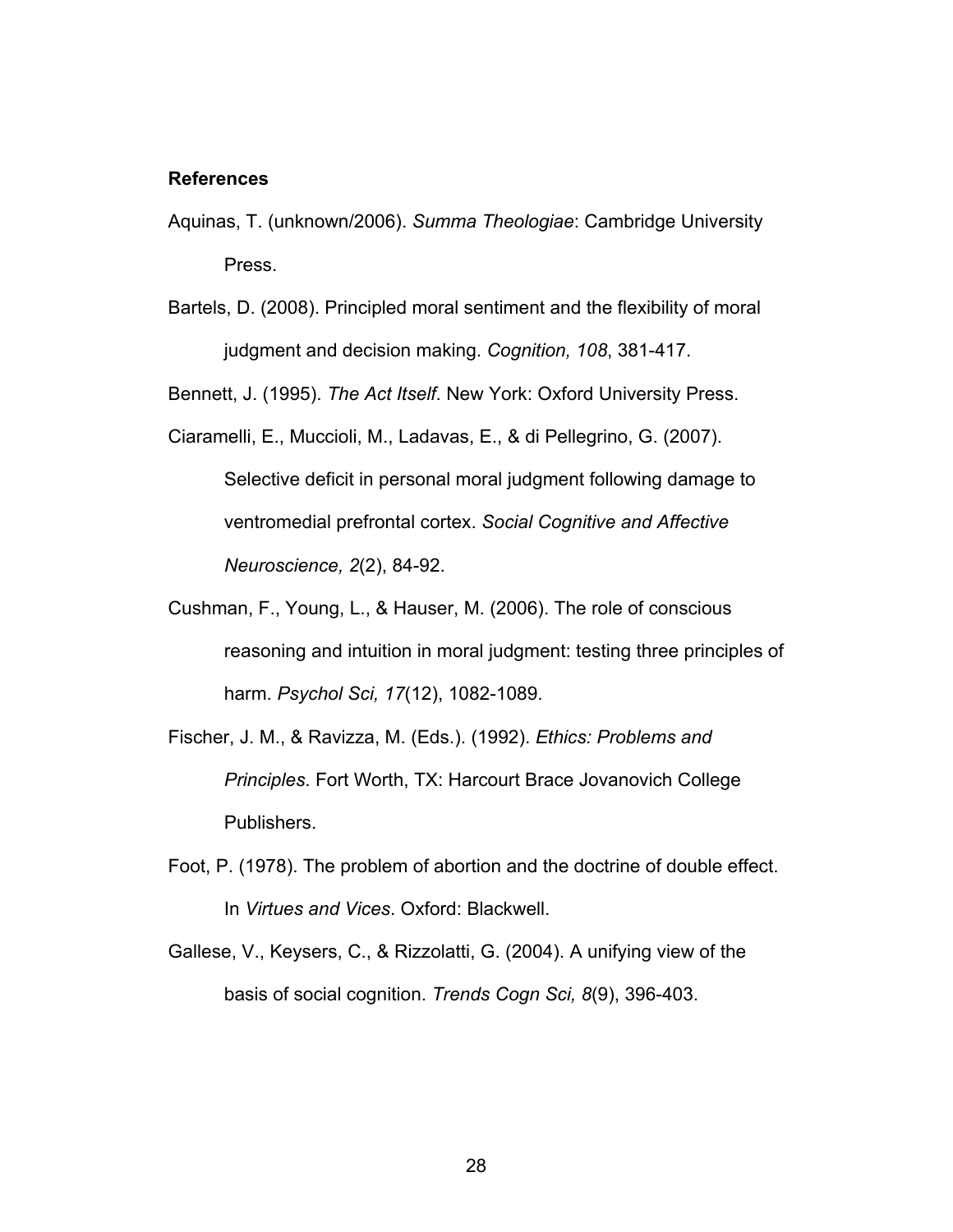**References**

Aquinas, T. (unknown/2006). *Summa Theologiae*: Cambridge University Press.

Bartels, D. (2008). Principled moral sentiment and the flexibility of moral judgment and decision making. *Cognition, 108*, 381-417.

Bennett, J. (1995). *The Act Itself*. New York: Oxford University Press.

Ciaramelli, E., Muccioli, M., Ladavas, E., & di Pellegrino, G. (2007). Selective deficit in personal moral judgment following damage to ventromedial prefrontal cortex. *Social Cognitive and Affective Neuroscience, 2*(2), 84-92.

Cushman, F., Young, L., & Hauser, M. (2006). The role of conscious reasoning and intuition in moral judgment: testing three principles of harm. *Psychol Sci, 17*(12), 1082-1089.

Fischer, J. M., & Ravizza, M. (Eds.). (1992). *Ethics: Problems and Principles*. Fort Worth, TX: Harcourt Brace Jovanovich College Publishers.

Foot, P. (1978). The problem of abortion and the doctrine of double effect. In *Virtues and Vices*. Oxford: Blackwell.

Gallese, V., Keysers, C., & Rizzolatti, G. (2004). A unifying view of the basis of social cognition. *Trends Cogn Sci, 8*(9), 396-403.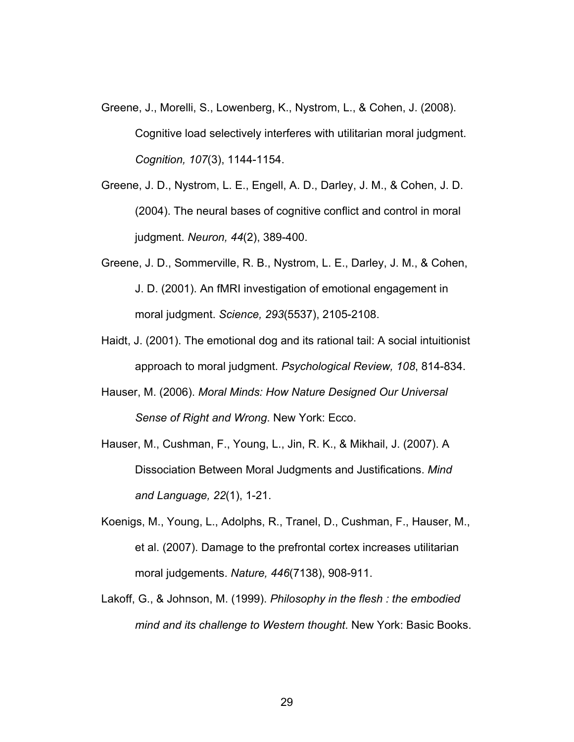Greene, J., Morelli, S., Lowenberg, K., Nystrom, L., & Cohen, J. (2008). Cognitive load selectively interferes with utilitarian moral judgment. *Cognition, 107*(3), 1144-1154.

Greene, J. D., Nystrom, L. E., Engell, A. D., Darley, J. M., & Cohen, J. D. (2004). The neural bases of cognitive conflict and control in moral judgment. *Neuron, 44*(2), 389-400.

Greene, J. D., Sommerville, R. B., Nystrom, L. E., Darley, J. M., & Cohen, J. D. (2001). An fMRI investigation of emotional engagement in moral judgment. *Science, 293*(5537), 2105-2108.

Haidt, J. (2001). The emotional dog and its rational tail: A social intuitionist approach to moral judgment. *Psychological Review, 108*, 814-834.

Hauser, M. (2006). *Moral Minds: How Nature Designed Our Universal Sense of Right and Wrong*. New York: Ecco.

Hauser, M., Cushman, F., Young, L., Jin, R. K., & Mikhail, J. (2007). A Dissociation Between Moral Judgments and Justifications. *Mind and Language, 22*(1), 1-21.

Koenigs, M., Young, L., Adolphs, R., Tranel, D., Cushman, F., Hauser, M., et al. (2007). Damage to the prefrontal cortex increases utilitarian moral judgements. *Nature, 446*(7138), 908-911.

Lakoff, G., & Johnson, M. (1999). *Philosophy in the flesh : the embodied mind and its challenge to Western thought*. New York: Basic Books.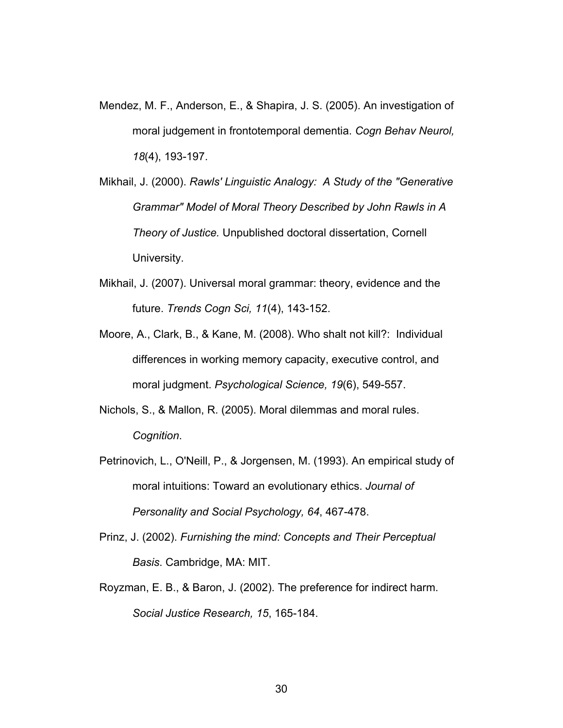Mendez, M. F., Anderson, E., & Shapira, J. S. (2005). An investigation of moral judgement in frontotemporal dementia. *Cogn Behav Neurol, 18*(4), 193-197.

Mikhail, J. (2000). *Rawls' Linguistic Analogy: A Study of the "Generative Grammar" Model of Moral Theory Described by John Rawls in A Theory of Justice.* Unpublished doctoral dissertation, Cornell University.

Mikhail, J. (2007). Universal moral grammar: theory, evidence and the future. *Trends Cogn Sci, 11*(4), 143-152.

Moore, A., Clark, B., & Kane, M. (2008). Who shalt not kill?: Individual differences in working memory capacity, executive control, and moral judgment. *Psychological Science, 19*(6), 549-557.

Nichols, S., & Mallon, R. (2005). Moral dilemmas and moral rules. *Cognition*.

Petrinovich, L., O'Neill, P., & Jorgensen, M. (1993). An empirical study of moral intuitions: Toward an evolutionary ethics. *Journal of Personality and Social Psychology, 64*, 467-478.

Prinz, J. (2002). *Furnishing the mind: Concepts and Their Perceptual Basis*. Cambridge, MA: MIT.

Royzman, E. B., & Baron, J. (2002). The preference for indirect harm. *Social Justice Research, 15*, 165-184.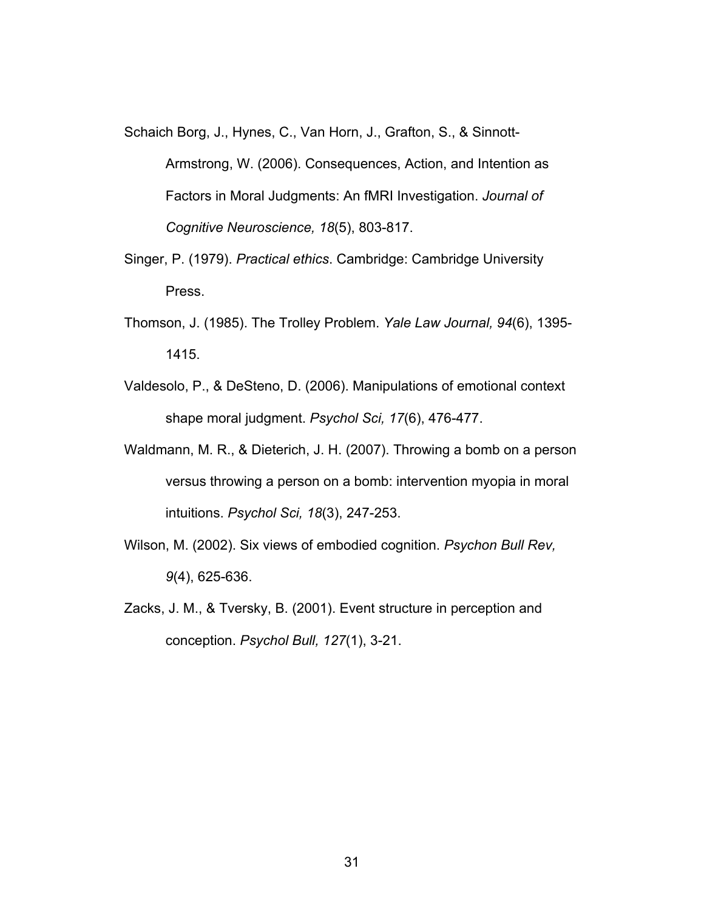Schaich Borg, J., Hynes, C., Van Horn, J., Grafton, S., & Sinnott-Armstrong, W. (2006). Consequences, Action, and Intention as Factors in Moral Judgments: An fMRI Investigation. *Journal of Cognitive Neuroscience, 18*(5), 803-817.

Singer, P. (1979). *Practical ethics*. Cambridge: Cambridge University Press.

Thomson, J. (1985). The Trolley Problem. *Yale Law Journal, 94*(6), 1395-1415.

Valdesolo, P., & DeSteno, D. (2006). Manipulations of emotional context shape moral judgment. *Psychol Sci, 17*(6), 476-477.

Waldmann, M. R., & Dieterich, J. H. (2007). Throwing a bomb on a person versus throwing a person on a bomb: intervention myopia in moral intuitions. *Psychol Sci, 18*(3), 247-253.

Wilson, M. (2002). Six views of embodied cognition. *Psychon Bull Rev, 9*(4), 625-636.

Zacks, J. M., & Tversky, B. (2001). Event structure in perception and conception. *Psychol Bull, 127*(1), 3-21.